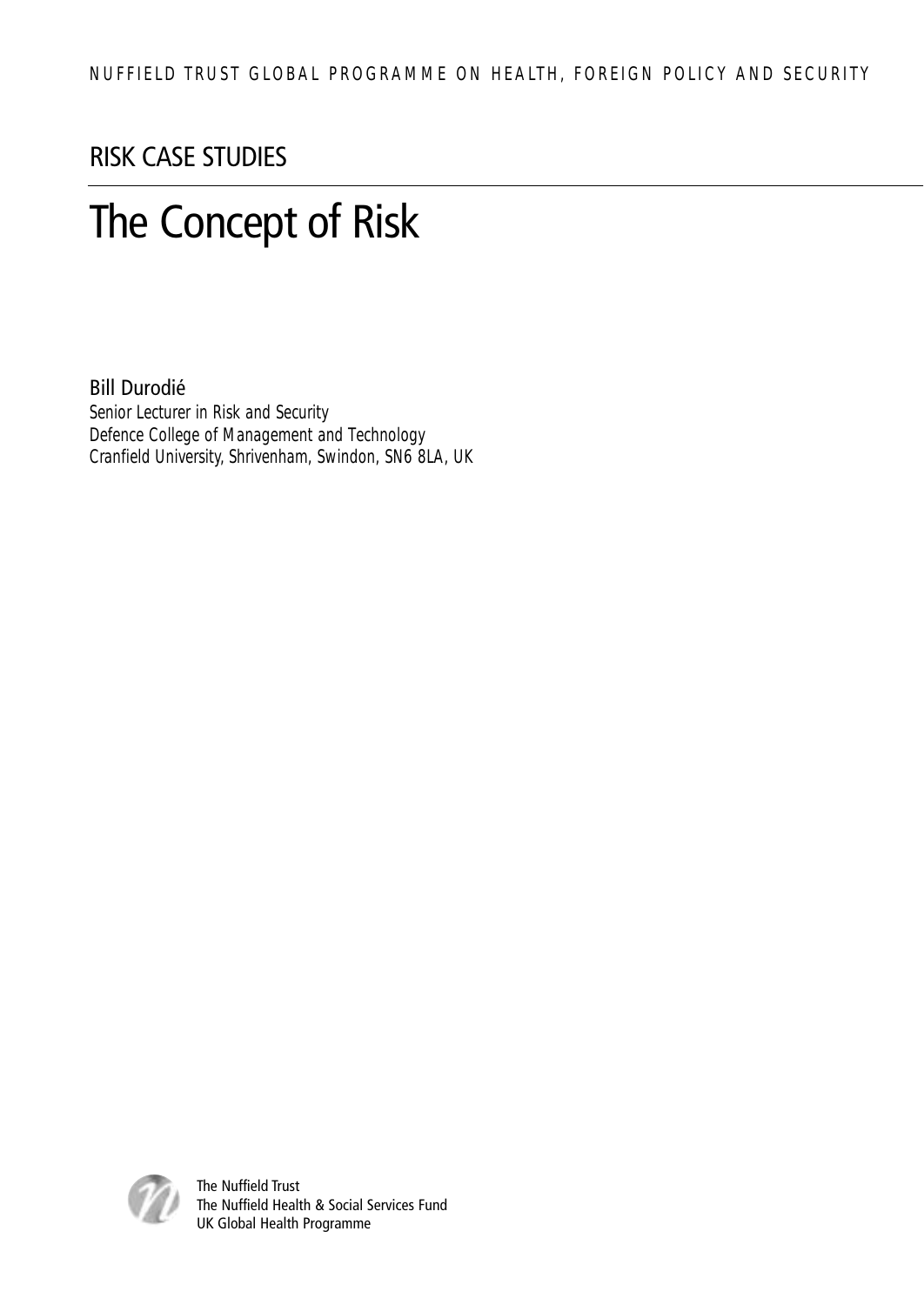NUFFIELD TRUST GLOBAL PROGRAMME ON HEALTH, FOREIGN POLICY AND SECURITY

RISK CASE STUDIES

# The Concept of Risk

Bill Durodié

*Senior Lecturer in Risk and Security*
*Defence College of Management and Technology*
*Cranfield University, Shrivenham, Swindon, SN6 8LA, UK*

The Nuffield Trust
The Nuffield Health & Social Services Fund
UK Global Health Programme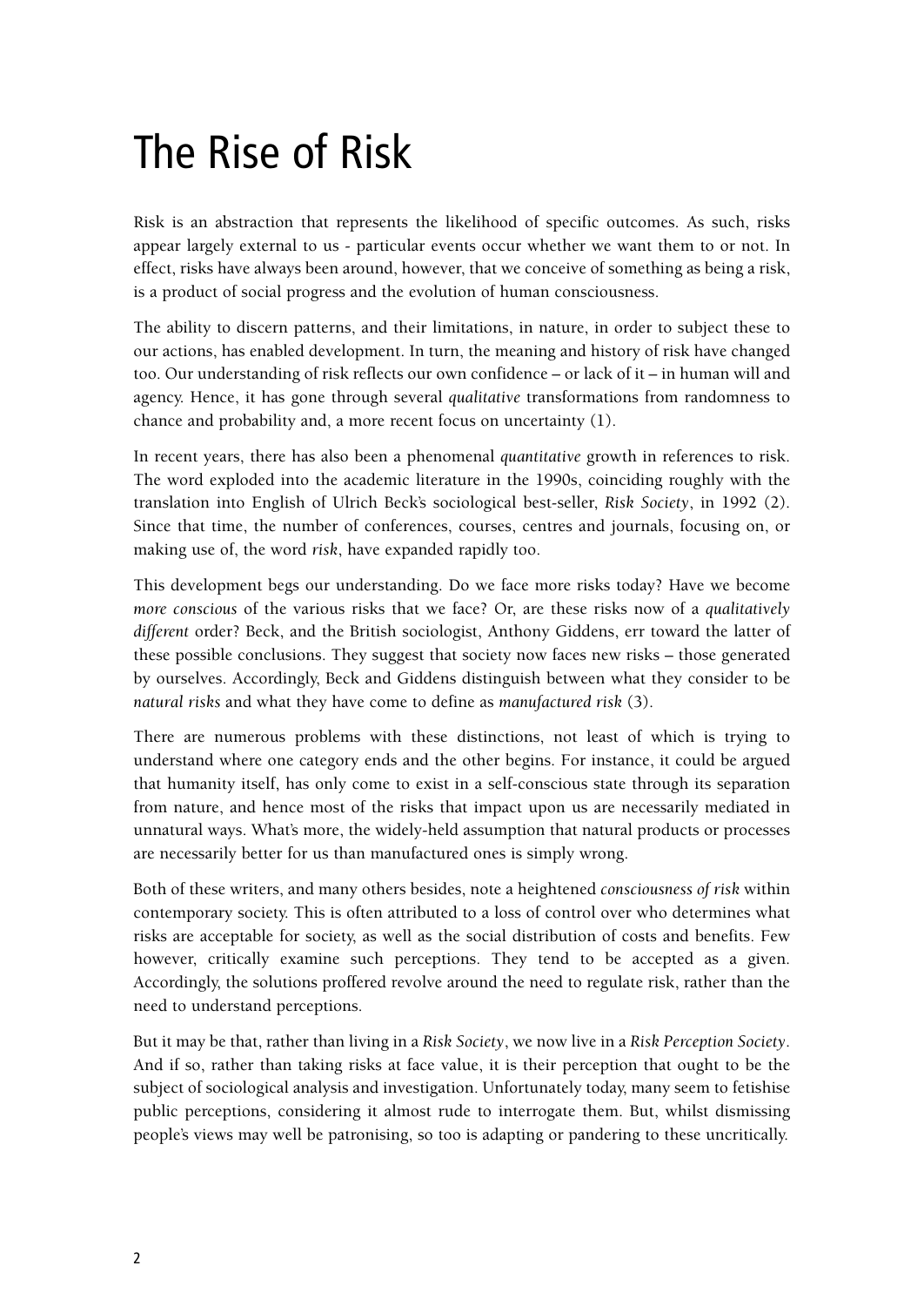# The Rise of Risk

Risk is an abstraction that represents the likelihood of specific outcomes. As such, risks appear largely external to us - particular events occur whether we want them to or not. In effect, risks have always been around, however, that we conceive of something as being a risk, is a product of social progress and the evolution of human consciousness.

The ability to discern patterns, and their limitations, in nature, in order to subject these to our actions, has enabled development. In turn, the meaning and history of risk have changed too. Our understanding of risk reflects our own confidence – or lack of it – in human will and agency. Hence, it has gone through several *qualitative* transformations from randomness to chance and probability and, a more recent focus on uncertainty (1).

In recent years, there has also been a phenomenal *quantitative* growth in references to risk. The word exploded into the academic literature in the 1990s, coinciding roughly with the translation into English of Ulrich Beck's sociological best-seller, *Risk Society*, in 1992 (2). Since that time, the number of conferences, courses, centres and journals, focusing on, or making use of, the word *risk*, have expanded rapidly too.

This development begs our understanding. Do we face more risks today? Have we become *more conscious* of the various risks that we face? Or, are these risks now of a *qualitatively different* order? Beck, and the British sociologist, Anthony Giddens, err toward the latter of these possible conclusions. They suggest that society now faces new risks – those generated by ourselves. Accordingly, Beck and Giddens distinguish between what they consider to be *natural risks* and what they have come to define as *manufactured risk* (3).

There are numerous problems with these distinctions, not least of which is trying to understand where one category ends and the other begins. For instance, it could be argued that humanity itself, has only come to exist in a self-conscious state through its separation from nature, and hence most of the risks that impact upon us are necessarily mediated in unnatural ways. What's more, the widely-held assumption that natural products or processes are necessarily better for us than manufactured ones is simply wrong.

Both of these writers, and many others besides, note a heightened *consciousness of risk* within contemporary society. This is often attributed to a loss of control over who determines what risks are acceptable for society, as well as the social distribution of costs and benefits. Few however, critically examine such perceptions. They tend to be accepted as a given. Accordingly, the solutions proffered revolve around the need to regulate risk, rather than the need to understand perceptions.

But it may be that, rather than living in a *Risk Society*, we now live in a *Risk Perception Society*. And if so, rather than taking risks at face value, it is their perception that ought to be the subject of sociological analysis and investigation. Unfortunately today, many seem to fetishise public perceptions, considering it almost rude to interrogate them. But, whilst dismissing people's views may well be patronising, so too is adapting or pandering to these uncritically.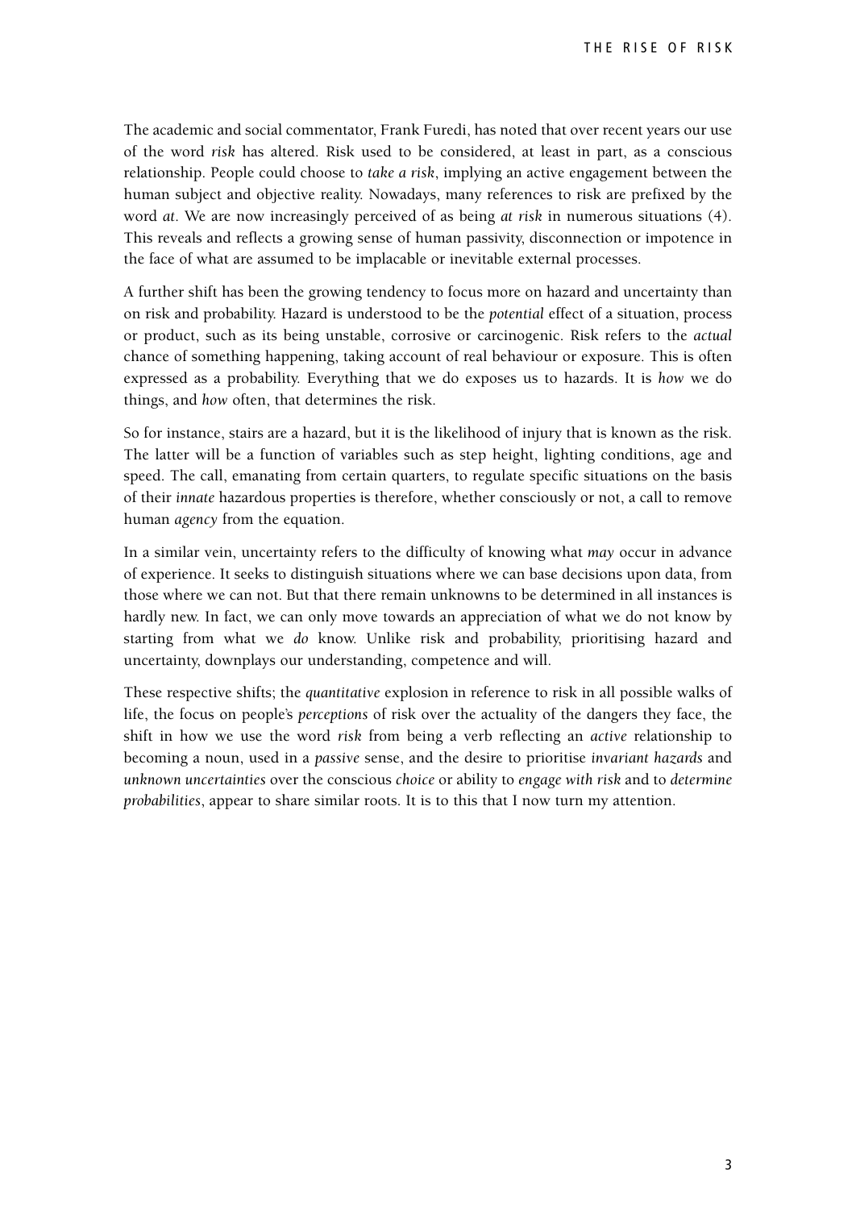The academic and social commentator, Frank Furedi, has noted that over recent years our use of the word *risk* has altered. Risk used to be considered, at least in part, as a conscious relationship. People could choose to *take a risk*, implying an active engagement between the human subject and objective reality. Nowadays, many references to risk are prefixed by the word *at*. We are now increasingly perceived of as being *at risk* in numerous situations (4). This reveals and reflects a growing sense of human passivity, disconnection or impotence in the face of what are assumed to be implacable or inevitable external processes.

A further shift has been the growing tendency to focus more on hazard and uncertainty than on risk and probability. Hazard is understood to be the *potential* effect of a situation, process or product, such as its being unstable, corrosive or carcinogenic. Risk refers to the *actual* chance of something happening, taking account of real behaviour or exposure. This is often expressed as a probability. Everything that we do exposes us to hazards. It is *how* we do things, and *how* often, that determines the risk.

So for instance, stairs are a hazard, but it is the likelihood of injury that is known as the risk. The latter will be a function of variables such as step height, lighting conditions, age and speed. The call, emanating from certain quarters, to regulate specific situations on the basis of their *innate* hazardous properties is therefore, whether consciously or not, a call to remove human *agency* from the equation.

In a similar vein, uncertainty refers to the difficulty of knowing what *may* occur in advance of experience. It seeks to distinguish situations where we can base decisions upon data, from those where we can not. But that there remain unknowns to be determined in all instances is hardly new. In fact, we can only move towards an appreciation of what we do not know by starting from what we *do* know. Unlike risk and probability, prioritising hazard and uncertainty, downplays our understanding, competence and will.

These respective shifts; the *quantitative* explosion in reference to risk in all possible walks of life, the focus on people's *perceptions* of risk over the actuality of the dangers they face, the shift in how we use the word *risk* from being a verb reflecting an *active* relationship to becoming a noun, used in a *passive* sense, and the desire to prioritise *invariant hazards* and *unknown uncertainties* over the conscious *choice* or ability to *engage with risk* and to *determine probabilities*, appear to share similar roots. It is to this that I now turn my attention.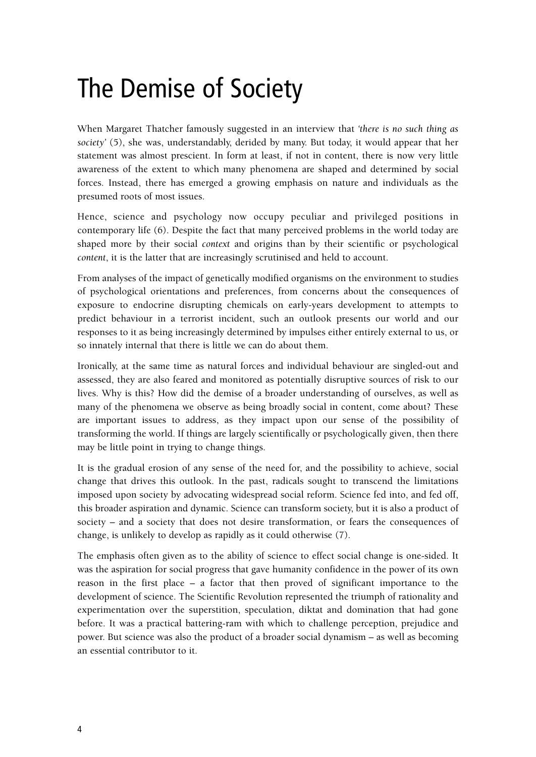# The Demise of Society

When Margaret Thatcher famously suggested in an interview that *'there is no such thing as society'* (5), she was, understandably, derided by many. But today, it would appear that her statement was almost prescient. In form at least, if not in content, there is now very little awareness of the extent to which many phenomena are shaped and determined by social forces. Instead, there has emerged a growing emphasis on nature and individuals as the presumed roots of most issues.

Hence, science and psychology now occupy peculiar and privileged positions in contemporary life (6). Despite the fact that many perceived problems in the world today are shaped more by their social *context* and origins than by their scientific or psychological *content*, it is the latter that are increasingly scrutinised and held to account.

From analyses of the impact of genetically modified organisms on the environment to studies of psychological orientations and preferences, from concerns about the consequences of exposure to endocrine disrupting chemicals on early-years development to attempts to predict behaviour in a terrorist incident, such an outlook presents our world and our responses to it as being increasingly determined by impulses either entirely external to us, or so innately internal that there is little we can do about them.

Ironically, at the same time as natural forces and individual behaviour are singled-out and assessed, they are also feared and monitored as potentially disruptive sources of risk to our lives. Why is this? How did the demise of a broader understanding of ourselves, as well as many of the phenomena we observe as being broadly social in content, come about? These are important issues to address, as they impact upon our sense of the possibility of transforming the world. If things are largely scientifically or psychologically given, then there may be little point in trying to change things.

It is the gradual erosion of any sense of the need for, and the possibility to achieve, social change that drives this outlook. In the past, radicals sought to transcend the limitations imposed upon society by advocating widespread social reform. Science fed into, and fed off, this broader aspiration and dynamic. Science can transform society, but it is also a product of society – and a society that does not desire transformation, or fears the consequences of change, is unlikely to develop as rapidly as it could otherwise (7).

The emphasis often given as to the ability of science to effect social change is one-sided. It was the aspiration for social progress that gave humanity confidence in the power of its own reason in the first place – a factor that then proved of significant importance to the development of science. The Scientific Revolution represented the triumph of rationality and experimentation over the superstition, speculation, diktat and domination that had gone before. It was a practical battering-ram with which to challenge perception, prejudice and power. But science was also the product of a broader social dynamism – as well as becoming an essential contributor to it.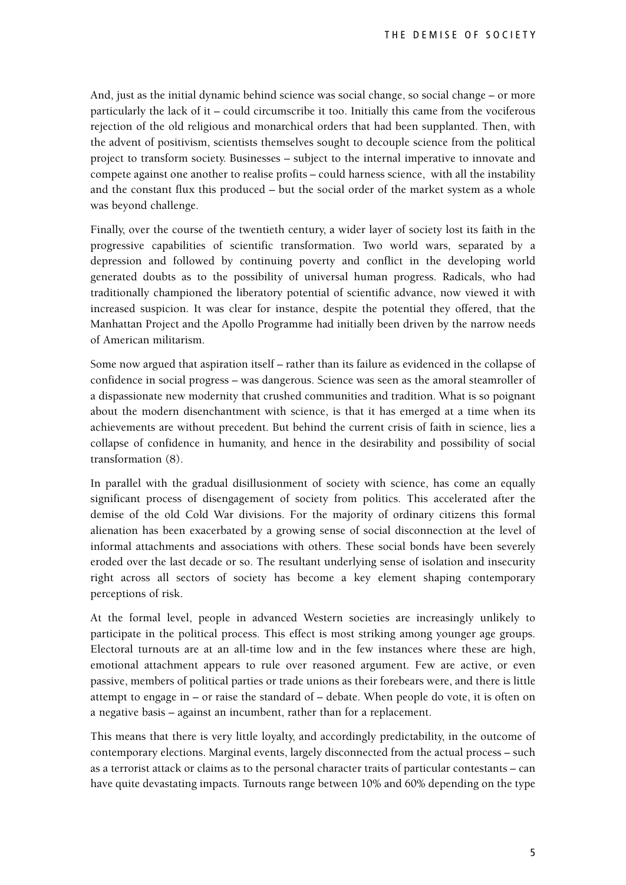And, just as the initial dynamic behind science was social change, so social change – or more particularly the lack of it – could circumscribe it too. Initially this came from the vociferous rejection of the old religious and monarchical orders that had been supplanted. Then, with the advent of positivism, scientists themselves sought to decouple science from the political project to transform society. Businesses – subject to the internal imperative to innovate and compete against one another to realise profits – could harness science, with all the instability and the constant flux this produced – but the social order of the market system as a whole was beyond challenge.

Finally, over the course of the twentieth century, a wider layer of society lost its faith in the progressive capabilities of scientific transformation. Two world wars, separated by a depression and followed by continuing poverty and conflict in the developing world generated doubts as to the possibility of universal human progress. Radicals, who had traditionally championed the liberatory potential of scientific advance, now viewed it with increased suspicion. It was clear for instance, despite the potential they offered, that the Manhattan Project and the Apollo Programme had initially been driven by the narrow needs of American militarism.

Some now argued that aspiration itself – rather than its failure as evidenced in the collapse of confidence in social progress – was dangerous. Science was seen as the amoral steamroller of a dispassionate new modernity that crushed communities and tradition. What is so poignant about the modern disenchantment with science, is that it has emerged at a time when its achievements are without precedent. But behind the current crisis of faith in science, lies a collapse of confidence in humanity, and hence in the desirability and possibility of social transformation (8).

In parallel with the gradual disillusionment of society with science, has come an equally significant process of disengagement of society from politics. This accelerated after the demise of the old Cold War divisions. For the majority of ordinary citizens this formal alienation has been exacerbated by a growing sense of social disconnection at the level of informal attachments and associations with others. These social bonds have been severely eroded over the last decade or so. The resultant underlying sense of isolation and insecurity right across all sectors of society has become a key element shaping contemporary perceptions of risk.

At the formal level, people in advanced Western societies are increasingly unlikely to participate in the political process. This effect is most striking among younger age groups. Electoral turnouts are at an all-time low and in the few instances where these are high, emotional attachment appears to rule over reasoned argument. Few are active, or even passive, members of political parties or trade unions as their forebears were, and there is little attempt to engage in – or raise the standard of – debate. When people do vote, it is often on a negative basis – against an incumbent, rather than for a replacement.

This means that there is very little loyalty, and accordingly predictability, in the outcome of contemporary elections. Marginal events, largely disconnected from the actual process – such as a terrorist attack or claims as to the personal character traits of particular contestants – can have quite devastating impacts. Turnouts range between 10% and 60% depending on the type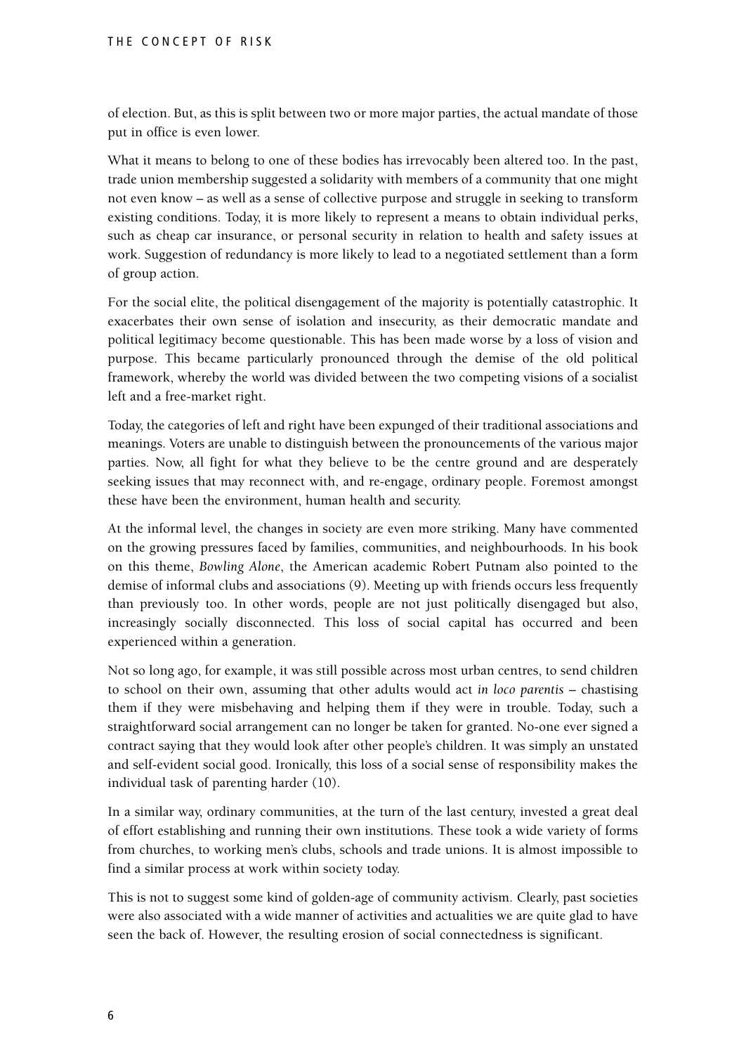of election. But, as this is split between two or more major parties, the actual mandate of those put in office is even lower.

What it means to belong to one of these bodies has irrevocably been altered too. In the past, trade union membership suggested a solidarity with members of a community that one might not even know – as well as a sense of collective purpose and struggle in seeking to transform existing conditions. Today, it is more likely to represent a means to obtain individual perks, such as cheap car insurance, or personal security in relation to health and safety issues at work. Suggestion of redundancy is more likely to lead to a negotiated settlement than a form of group action.

For the social elite, the political disengagement of the majority is potentially catastrophic. It exacerbates their own sense of isolation and insecurity, as their democratic mandate and political legitimacy become questionable. This has been made worse by a loss of vision and purpose. This became particularly pronounced through the demise of the old political framework, whereby the world was divided between the two competing visions of a socialist left and a free-market right.

Today, the categories of left and right have been expunged of their traditional associations and meanings. Voters are unable to distinguish between the pronouncements of the various major parties. Now, all fight for what they believe to be the centre ground and are desperately seeking issues that may reconnect with, and re-engage, ordinary people. Foremost amongst these have been the environment, human health and security.

At the informal level, the changes in society are even more striking. Many have commented on the growing pressures faced by families, communities, and neighbourhoods. In his book on this theme, *Bowling Alone*, the American academic Robert Putnam also pointed to the demise of informal clubs and associations (9). Meeting up with friends occurs less frequently than previously too. In other words, people are not just politically disengaged but also, increasingly socially disconnected. This loss of social capital has occurred and been experienced within a generation.

Not so long ago, for example, it was still possible across most urban centres, to send children to school on their own, assuming that other adults would act *in loco parentis* – chastising them if they were misbehaving and helping them if they were in trouble. Today, such a straightforward social arrangement can no longer be taken for granted. No-one ever signed a contract saying that they would look after other people's children. It was simply an unstated and self-evident social good. Ironically, this loss of a social sense of responsibility makes the individual task of parenting harder (10).

In a similar way, ordinary communities, at the turn of the last century, invested a great deal of effort establishing and running their own institutions. These took a wide variety of forms from churches, to working men's clubs, schools and trade unions. It is almost impossible to find a similar process at work within society today.

This is not to suggest some kind of golden-age of community activism. Clearly, past societies were also associated with a wide manner of activities and actualities we are quite glad to have seen the back of. However, the resulting erosion of social connectedness is significant.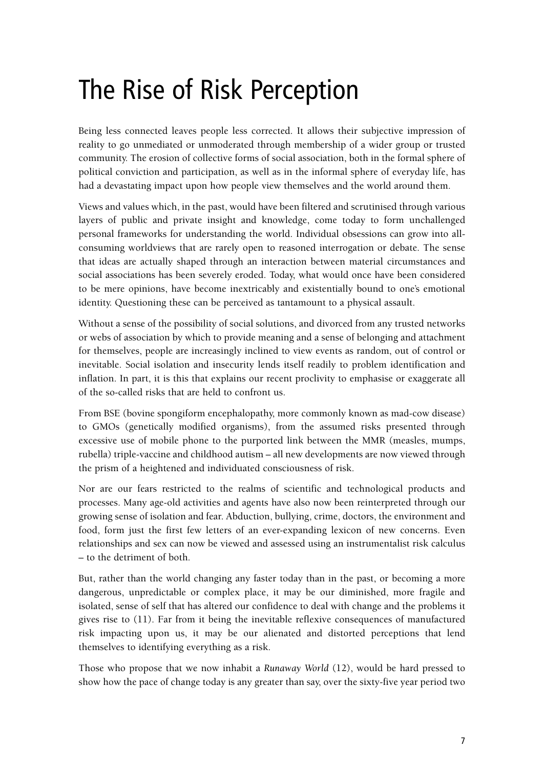# The Rise of Risk Perception

Being less connected leaves people less corrected. It allows their subjective impression of reality to go unmediated or unmoderated through membership of a wider group or trusted community. The erosion of collective forms of social association, both in the formal sphere of political conviction and participation, as well as in the informal sphere of everyday life, has had a devastating impact upon how people view themselves and the world around them.

Views and values which, in the past, would have been filtered and scrutinised through various layers of public and private insight and knowledge, come today to form unchallenged personal frameworks for understanding the world. Individual obsessions can grow into all-consuming worldviews that are rarely open to reasoned interrogation or debate. The sense that ideas are actually shaped through an interaction between material circumstances and social associations has been severely eroded. Today, what would once have been considered to be mere opinions, have become inextricably and existentially bound to one's emotional identity. Questioning these can be perceived as tantamount to a physical assault.

Without a sense of the possibility of social solutions, and divorced from any trusted networks or webs of association by which to provide meaning and a sense of belonging and attachment for themselves, people are increasingly inclined to view events as random, out of control or inevitable. Social isolation and insecurity lends itself readily to problem identification and inflation. In part, it is this that explains our recent proclivity to emphasise or exaggerate all of the so-called risks that are held to confront us.

From BSE (bovine spongiform encephalopathy, more commonly known as mad-cow disease) to GMOs (genetically modified organisms), from the assumed risks presented through excessive use of mobile phone to the purported link between the MMR (measles, mumps, rubella) triple-vaccine and childhood autism – all new developments are now viewed through the prism of a heightened and individuated consciousness of risk.

Nor are our fears restricted to the realms of scientific and technological products and processes. Many age-old activities and agents have also now been reinterpreted through our growing sense of isolation and fear. Abduction, bullying, crime, doctors, the environment and food, form just the first few letters of an ever-expanding lexicon of new concerns. Even relationships and sex can now be viewed and assessed using an instrumentalist risk calculus – to the detriment of both.

But, rather than the world changing any faster today than in the past, or becoming a more dangerous, unpredictable or complex place, it may be our diminished, more fragile and isolated, sense of self that has altered our confidence to deal with change and the problems it gives rise to (11). Far from it being the inevitable reflexive consequences of manufactured risk impacting upon us, it may be our alienated and distorted perceptions that lend themselves to identifying everything as a risk.

Those who propose that we now inhabit a *Runaway World* (12), would be hard pressed to show how the pace of change today is any greater than say, over the sixty-five year period two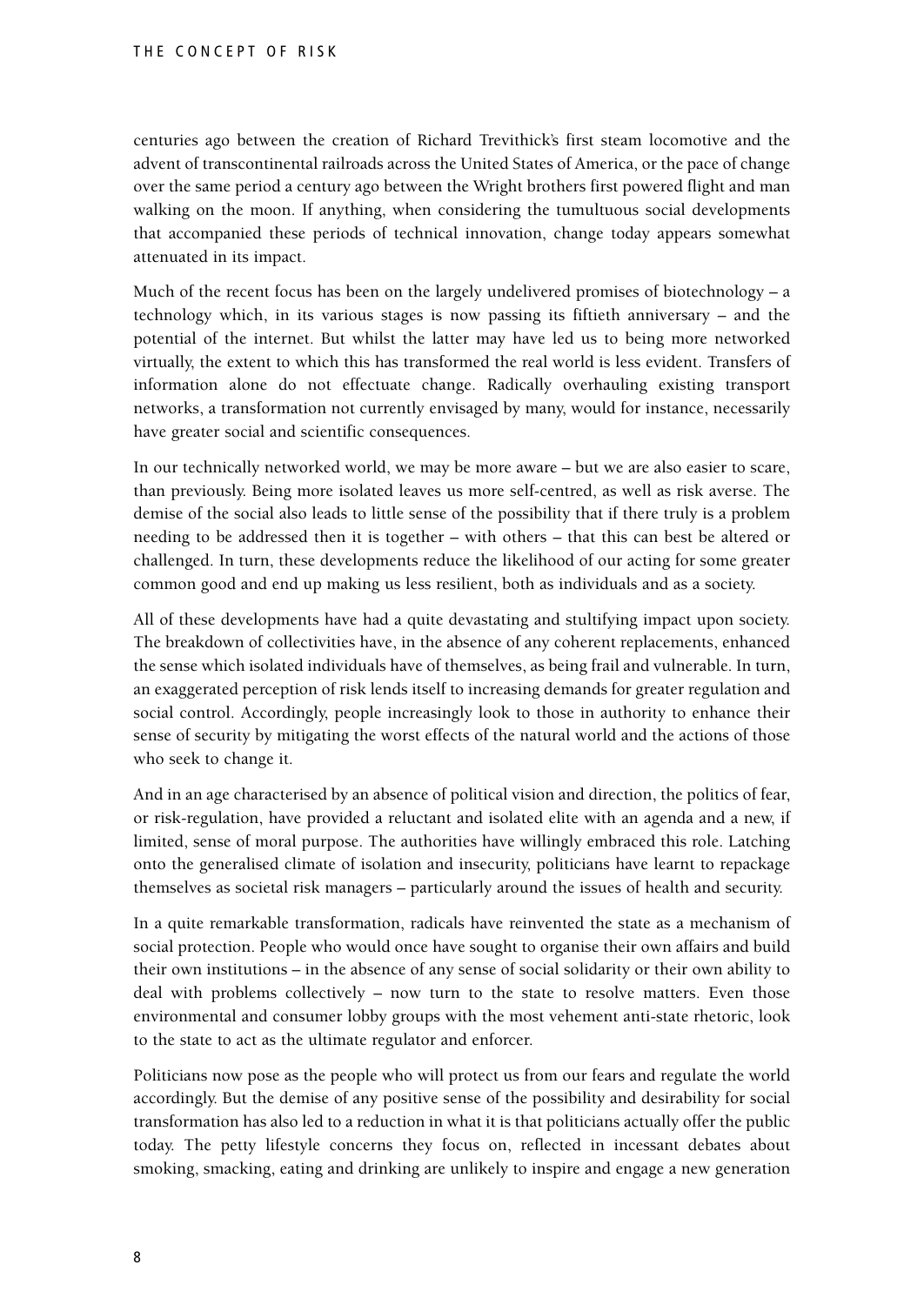centuries ago between the creation of Richard Trevithick's first steam locomotive and the advent of transcontinental railroads across the United States of America, or the pace of change over the same period a century ago between the Wright brothers first powered flight and man walking on the moon. If anything, when considering the tumultuous social developments that accompanied these periods of technical innovation, change today appears somewhat attenuated in its impact.

Much of the recent focus has been on the largely undelivered promises of biotechnology – a technology which, in its various stages is now passing its fiftieth anniversary – and the potential of the internet. But whilst the latter may have led us to being more networked virtually, the extent to which this has transformed the real world is less evident. Transfers of information alone do not effectuate change. Radically overhauling existing transport networks, a transformation not currently envisaged by many, would for instance, necessarily have greater social and scientific consequences.

In our technically networked world, we may be more aware – but we are also easier to scare, than previously. Being more isolated leaves us more self-centred, as well as risk averse. The demise of the social also leads to little sense of the possibility that if there truly is a problem needing to be addressed then it is together – with others – that this can best be altered or challenged. In turn, these developments reduce the likelihood of our acting for some greater common good and end up making us less resilient, both as individuals and as a society.

All of these developments have had a quite devastating and stultifying impact upon society. The breakdown of collectivities have, in the absence of any coherent replacements, enhanced the sense which isolated individuals have of themselves, as being frail and vulnerable. In turn, an exaggerated perception of risk lends itself to increasing demands for greater regulation and social control. Accordingly, people increasingly look to those in authority to enhance their sense of security by mitigating the worst effects of the natural world and the actions of those who seek to change it.

And in an age characterised by an absence of political vision and direction, the politics of fear, or risk-regulation, have provided a reluctant and isolated elite with an agenda and a new, if limited, sense of moral purpose. The authorities have willingly embraced this role. Latching onto the generalised climate of isolation and insecurity, politicians have learnt to repackage themselves as societal risk managers – particularly around the issues of health and security.

In a quite remarkable transformation, radicals have reinvented the state as a mechanism of social protection. People who would once have sought to organise their own affairs and build their own institutions – in the absence of any sense of social solidarity or their own ability to deal with problems collectively – now turn to the state to resolve matters. Even those environmental and consumer lobby groups with the most vehement anti-state rhetoric, look to the state to act as the ultimate regulator and enforcer.

Politicians now pose as the people who will protect us from our fears and regulate the world accordingly. But the demise of any positive sense of the possibility and desirability for social transformation has also led to a reduction in what it is that politicians actually offer the public today. The petty lifestyle concerns they focus on, reflected in incessant debates about smoking, smacking, eating and drinking are unlikely to inspire and engage a new generation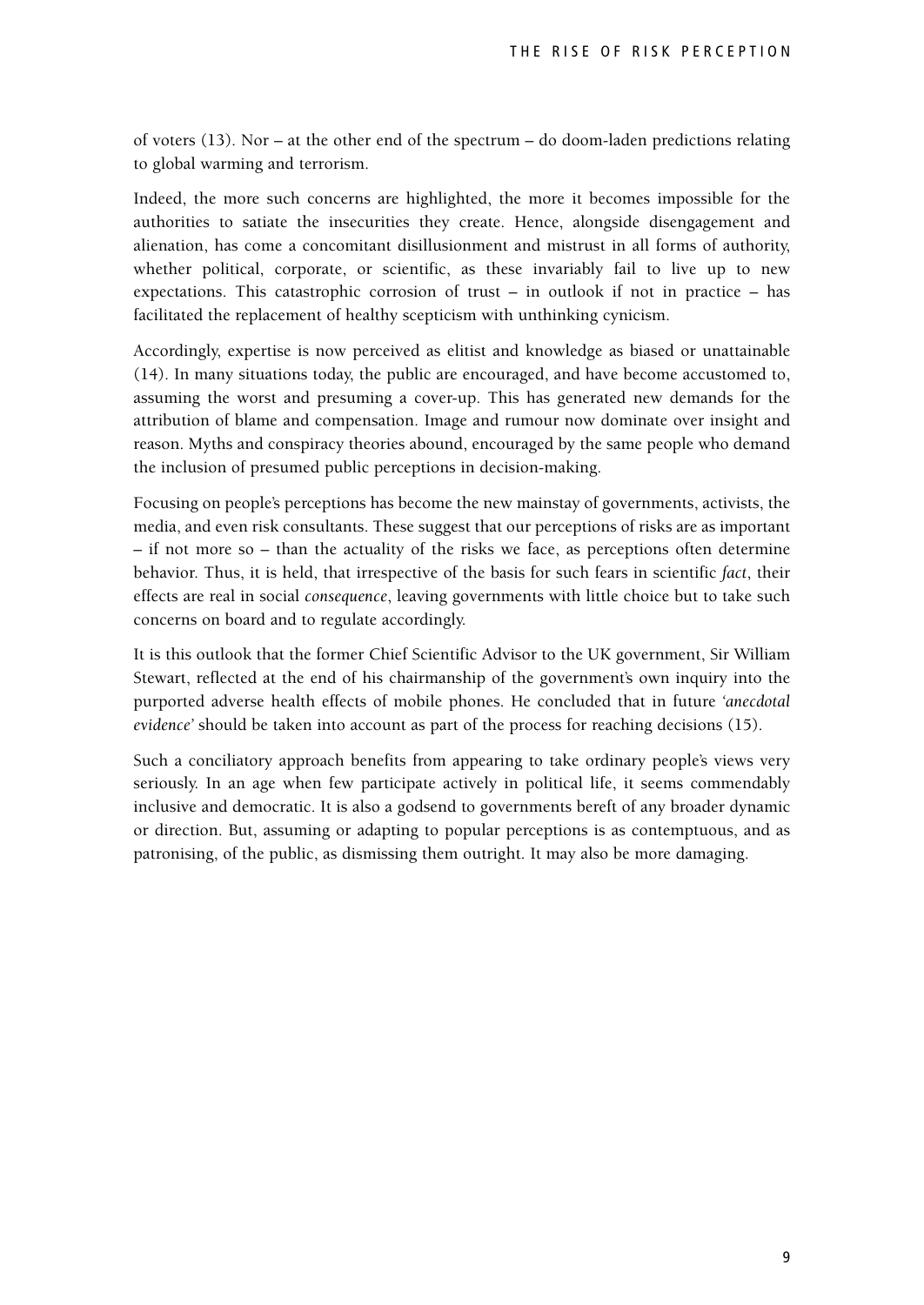of voters (13). Nor – at the other end of the spectrum – do doom-laden predictions relating to global warming and terrorism.

Indeed, the more such concerns are highlighted, the more it becomes impossible for the authorities to satiate the insecurities they create. Hence, alongside disengagement and alienation, has come a concomitant disillusionment and mistrust in all forms of authority, whether political, corporate, or scientific, as these invariably fail to live up to new expectations. This catastrophic corrosion of trust – in outlook if not in practice – has facilitated the replacement of healthy scepticism with unthinking cynicism.

Accordingly, expertise is now perceived as elitist and knowledge as biased or unattainable (14). In many situations today, the public are encouraged, and have become accustomed to, assuming the worst and presuming a cover-up. This has generated new demands for the attribution of blame and compensation. Image and rumour now dominate over insight and reason. Myths and conspiracy theories abound, encouraged by the same people who demand the inclusion of presumed public perceptions in decision-making.

Focusing on people's perceptions has become the new mainstay of governments, activists, the media, and even risk consultants. These suggest that our perceptions of risks are as important – if not more so – than the actuality of the risks we face, as perceptions often determine behavior. Thus, it is held, that irrespective of the basis for such fears in scientific *fact*, their effects are real in social *consequence*, leaving governments with little choice but to take such concerns on board and to regulate accordingly.

It is this outlook that the former Chief Scientific Advisor to the UK government, Sir William Stewart, reflected at the end of his chairmanship of the government's own inquiry into the purported adverse health effects of mobile phones. He concluded that in future *'anecdotal evidence'* should be taken into account as part of the process for reaching decisions (15).

Such a conciliatory approach benefits from appearing to take ordinary people's views very seriously. In an age when few participate actively in political life, it seems commendably inclusive and democratic. It is also a godsend to governments bereft of any broader dynamic or direction. But, assuming or adapting to popular perceptions is as contemptuous, and as patronising, of the public, as dismissing them outright. It may also be more damaging.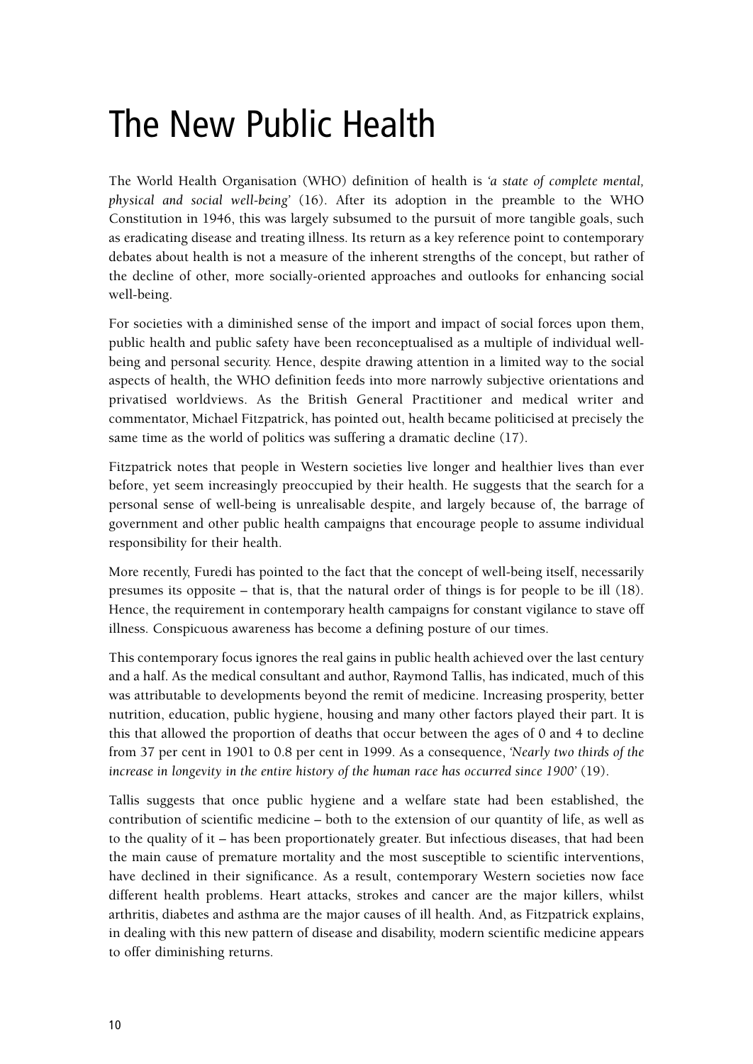# The New Public Health

The World Health Organisation (WHO) definition of health is *'a state of complete mental, physical and social well-being'* (16). After its adoption in the preamble to the WHO Constitution in 1946, this was largely subsumed to the pursuit of more tangible goals, such as eradicating disease and treating illness. Its return as a key reference point to contemporary debates about health is not a measure of the inherent strengths of the concept, but rather of the decline of other, more socially-oriented approaches and outlooks for enhancing social well-being.

For societies with a diminished sense of the import and impact of social forces upon them, public health and public safety have been reconceptualised as a multiple of individual well-being and personal security. Hence, despite drawing attention in a limited way to the social aspects of health, the WHO definition feeds into more narrowly subjective orientations and privatised worldviews. As the British General Practitioner and medical writer and commentator, Michael Fitzpatrick, has pointed out, health became politicised at precisely the same time as the world of politics was suffering a dramatic decline (17).

Fitzpatrick notes that people in Western societies live longer and healthier lives than ever before, yet seem increasingly preoccupied by their health. He suggests that the search for a personal sense of well-being is unrealisable despite, and largely because of, the barrage of government and other public health campaigns that encourage people to assume individual responsibility for their health.

More recently, Furedi has pointed to the fact that the concept of well-being itself, necessarily presumes its opposite – that is, that the natural order of things is for people to be ill (18). Hence, the requirement in contemporary health campaigns for constant vigilance to stave off illness. Conspicuous awareness has become a defining posture of our times.

This contemporary focus ignores the real gains in public health achieved over the last century and a half. As the medical consultant and author, Raymond Tallis, has indicated, much of this was attributable to developments beyond the remit of medicine. Increasing prosperity, better nutrition, education, public hygiene, housing and many other factors played their part. It is this that allowed the proportion of deaths that occur between the ages of 0 and 4 to decline from 37 per cent in 1901 to 0.8 per cent in 1999. As a consequence, *'Nearly two thirds of the increase in longevity in the entire history of the human race has occurred since 1900'* (19).

Tallis suggests that once public hygiene and a welfare state had been established, the contribution of scientific medicine – both to the extension of our quantity of life, as well as to the quality of it – has been proportionately greater. But infectious diseases, that had been the main cause of premature mortality and the most susceptible to scientific interventions, have declined in their significance. As a result, contemporary Western societies now face different health problems. Heart attacks, strokes and cancer are the major killers, whilst arthritis, diabetes and asthma are the major causes of ill health. And, as Fitzpatrick explains, in dealing with this new pattern of disease and disability, modern scientific medicine appears to offer diminishing returns.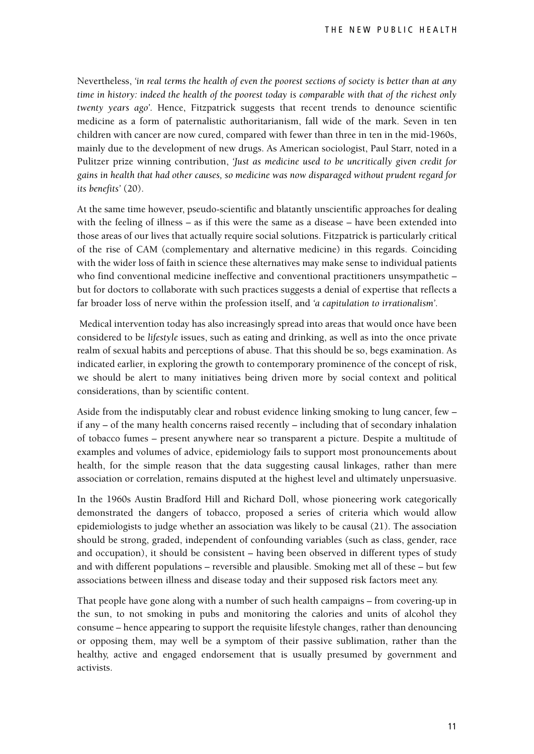Nevertheless, *'in real terms the health of even the poorest sections of society is better than at any time in history: indeed the health of the poorest today is comparable with that of the richest only twenty years ago'*. Hence, Fitzpatrick suggests that recent trends to denounce scientific medicine as a form of paternalistic authoritarianism, fall wide of the mark. Seven in ten children with cancer are now cured, compared with fewer than three in ten in the mid-1960s, mainly due to the development of new drugs. As American sociologist, Paul Starr, noted in a Pulitzer prize winning contribution, *'Just as medicine used to be uncritically given credit for gains in health that had other causes, so medicine was now disparaged without prudent regard for its benefits'* (20).

At the same time however, pseudo-scientific and blatantly unscientific approaches for dealing with the feeling of illness – as if this were the same as a disease – have been extended into those areas of our lives that actually require social solutions. Fitzpatrick is particularly critical of the rise of CAM (complementary and alternative medicine) in this regards. Coinciding with the wider loss of faith in science these alternatives may make sense to individual patients who find conventional medicine ineffective and conventional practitioners unsympathetic – but for doctors to collaborate with such practices suggests a denial of expertise that reflects a far broader loss of nerve within the profession itself, and *'a capitulation to irrationalism'*.

Medical intervention today has also increasingly spread into areas that would once have been considered to be *lifestyle* issues, such as eating and drinking, as well as into the once private realm of sexual habits and perceptions of abuse. That this should be so, begs examination. As indicated earlier, in exploring the growth to contemporary prominence of the concept of risk, we should be alert to many initiatives being driven more by social context and political considerations, than by scientific content.

Aside from the indisputably clear and robust evidence linking smoking to lung cancer, few – if any – of the many health concerns raised recently – including that of secondary inhalation of tobacco fumes – present anywhere near so transparent a picture. Despite a multitude of examples and volumes of advice, epidemiology fails to support most pronouncements about health, for the simple reason that the data suggesting causal linkages, rather than mere association or correlation, remains disputed at the highest level and ultimately unpersuasive.

In the 1960s Austin Bradford Hill and Richard Doll, whose pioneering work categorically demonstrated the dangers of tobacco, proposed a series of criteria which would allow epidemiologists to judge whether an association was likely to be causal (21). The association should be strong, graded, independent of confounding variables (such as class, gender, race and occupation), it should be consistent – having been observed in different types of study and with different populations – reversible and plausible. Smoking met all of these – but few associations between illness and disease today and their supposed risk factors meet any.

That people have gone along with a number of such health campaigns – from covering-up in the sun, to not smoking in pubs and monitoring the calories and units of alcohol they consume – hence appearing to support the requisite lifestyle changes, rather than denouncing or opposing them, may well be a symptom of their passive sublimation, rather than the healthy, active and engaged endorsement that is usually presumed by government and activists.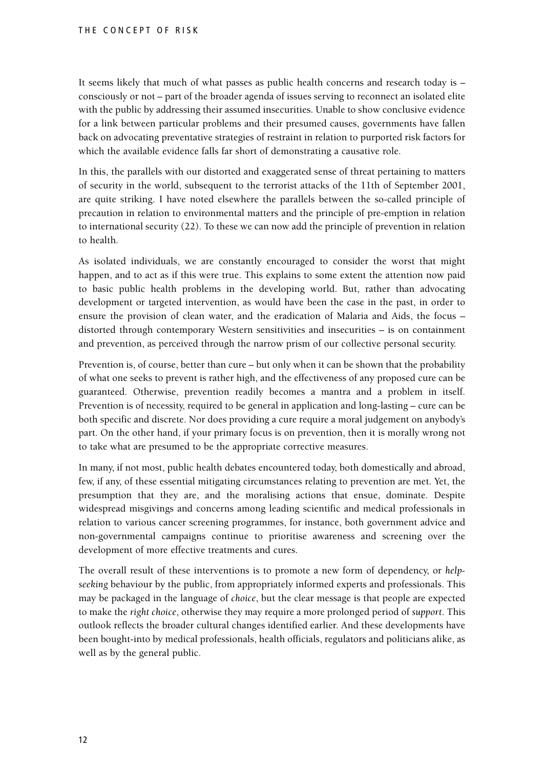It seems likely that much of what passes as public health concerns and research today is – consciously or not – part of the broader agenda of issues serving to reconnect an isolated elite with the public by addressing their assumed insecurities. Unable to show conclusive evidence for a link between particular problems and their presumed causes, governments have fallen back on advocating preventative strategies of restraint in relation to purported risk factors for which the available evidence falls far short of demonstrating a causative role.

In this, the parallels with our distorted and exaggerated sense of threat pertaining to matters of security in the world, subsequent to the terrorist attacks of the 11th of September 2001, are quite striking. I have noted elsewhere the parallels between the so-called principle of precaution in relation to environmental matters and the principle of pre-emption in relation to international security (22). To these we can now add the principle of prevention in relation to health.

As isolated individuals, we are constantly encouraged to consider the worst that might happen, and to act as if this were true. This explains to some extent the attention now paid to basic public health problems in the developing world. But, rather than advocating development or targeted intervention, as would have been the case in the past, in order to ensure the provision of clean water, and the eradication of Malaria and Aids, the focus – distorted through contemporary Western sensitivities and insecurities – is on containment and prevention, as perceived through the narrow prism of our collective personal security.

Prevention is, of course, better than cure – but only when it can be shown that the probability of what one seeks to prevent is rather high, and the effectiveness of any proposed cure can be guaranteed. Otherwise, prevention readily becomes a mantra and a problem in itself. Prevention is of necessity, required to be general in application and long-lasting – cure can be both specific and discrete. Nor does providing a cure require a moral judgement on anybody's part. On the other hand, if your primary focus is on prevention, then it is morally wrong not to take what are presumed to be the appropriate corrective measures.

In many, if not most, public health debates encountered today, both domestically and abroad, few, if any, of these essential mitigating circumstances relating to prevention are met. Yet, the presumption that they are, and the moralising actions that ensue, dominate. Despite widespread misgivings and concerns among leading scientific and medical professionals in relation to various cancer screening programmes, for instance, both government advice and non-governmental campaigns continue to prioritise awareness and screening over the development of more effective treatments and cures.

The overall result of these interventions is to promote a new form of dependency, or *help-seeking* behaviour by the public, from appropriately informed experts and professionals. This may be packaged in the language of *choice*, but the clear message is that people are expected to make the *right choice*, otherwise they may require a more prolonged period of *support*. This outlook reflects the broader cultural changes identified earlier. And these developments have been bought-into by medical professionals, health officials, regulators and politicians alike, as well as by the general public.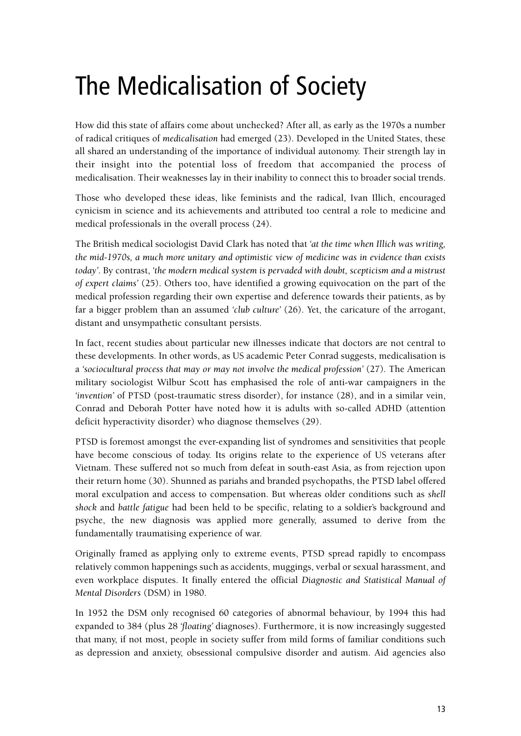# The Medicalisation of Society

How did this state of affairs come about unchecked? After all, as early as the 1970s a number of radical critiques of *medicalisation* had emerged (23). Developed in the United States, these all shared an understanding of the importance of individual autonomy. Their strength lay in their insight into the potential loss of freedom that accompanied the process of medicalisation. Their weaknesses lay in their inability to connect this to broader social trends.

Those who developed these ideas, like feminists and the radical, Ivan Illich, encouraged cynicism in science and its achievements and attributed too central a role to medicine and medical professionals in the overall process (24).

The British medical sociologist David Clark has noted that *'at the time when Illich was writing, the mid-1970s, a much more unitary and optimistic view of medicine was in evidence than exists today'*. By contrast, *'the modern medical system is pervaded with doubt, scepticism and a mistrust of expert claims'* (25). Others too, have identified a growing equivocation on the part of the medical profession regarding their own expertise and deference towards their patients, as by far a bigger problem than an assumed *'club culture'* (26). Yet, the caricature of the arrogant, distant and unsympathetic consultant persists.

In fact, recent studies about particular new illnesses indicate that doctors are not central to these developments. In other words, as US academic Peter Conrad suggests, medicalisation is a *'sociocultural process that may or may not involve the medical profession'* (27). The American military sociologist Wilbur Scott has emphasised the role of anti-war campaigners in the *'invention'* of PTSD (post-traumatic stress disorder), for instance (28), and in a similar vein, Conrad and Deborah Potter have noted how it is adults with so-called ADHD (attention deficit hyperactivity disorder) who diagnose themselves (29).

PTSD is foremost amongst the ever-expanding list of syndromes and sensitivities that people have become conscious of today. Its origins relate to the experience of US veterans after Vietnam. These suffered not so much from defeat in south-east Asia, as from rejection upon their return home (30). Shunned as pariahs and branded psychopaths, the PTSD label offered moral exculpation and access to compensation. But whereas older conditions such as *shell shock* and *battle fatigue* had been held to be specific, relating to a soldier's background and psyche, the new diagnosis was applied more generally, assumed to derive from the fundamentally traumatising experience of war.

Originally framed as applying only to extreme events, PTSD spread rapidly to encompass relatively common happenings such as accidents, muggings, verbal or sexual harassment, and even workplace disputes. It finally entered the official *Diagnostic and Statistical Manual of Mental Disorders* (DSM) in 1980.

In 1952 the DSM only recognised 60 categories of abnormal behaviour, by 1994 this had expanded to 384 (plus 28 *'floating'* diagnoses). Furthermore, it is now increasingly suggested that many, if not most, people in society suffer from mild forms of familiar conditions such as depression and anxiety, obsessional compulsive disorder and autism. Aid agencies also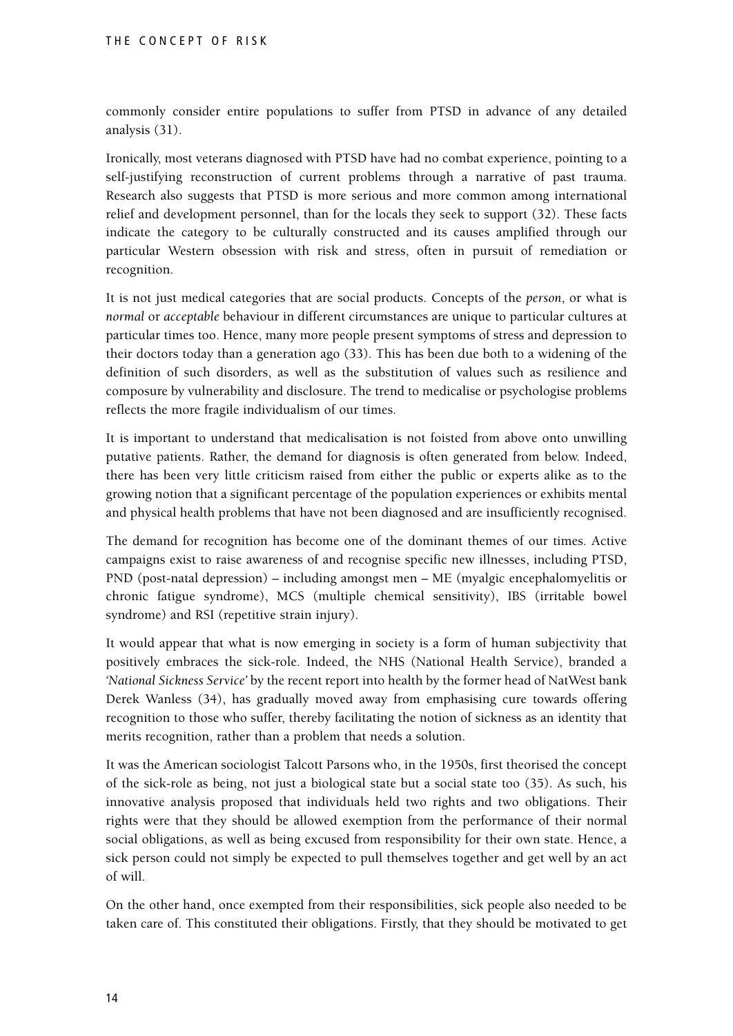commonly consider entire populations to suffer from PTSD in advance of any detailed analysis (31).

Ironically, most veterans diagnosed with PTSD have had no combat experience, pointing to a self-justifying reconstruction of current problems through a narrative of past trauma. Research also suggests that PTSD is more serious and more common among international relief and development personnel, than for the locals they seek to support (32). These facts indicate the category to be culturally constructed and its causes amplified through our particular Western obsession with risk and stress, often in pursuit of remediation or recognition.

It is not just medical categories that are social products. Concepts of the *person*, or what is *normal* or *acceptable* behaviour in different circumstances are unique to particular cultures at particular times too. Hence, many more people present symptoms of stress and depression to their doctors today than a generation ago (33). This has been due both to a widening of the definition of such disorders, as well as the substitution of values such as resilience and composure by vulnerability and disclosure. The trend to medicalise or psychologise problems reflects the more fragile individualism of our times.

It is important to understand that medicalisation is not foisted from above onto unwilling putative patients. Rather, the demand for diagnosis is often generated from below. Indeed, there has been very little criticism raised from either the public or experts alike as to the growing notion that a significant percentage of the population experiences or exhibits mental and physical health problems that have not been diagnosed and are insufficiently recognised.

The demand for recognition has become one of the dominant themes of our times. Active campaigns exist to raise awareness of and recognise specific new illnesses, including PTSD, PND (post-natal depression) – including amongst men – ME (myalgic encephalomyelitis or chronic fatigue syndrome), MCS (multiple chemical sensitivity), IBS (irritable bowel syndrome) and RSI (repetitive strain injury).

It would appear that what is now emerging in society is a form of human subjectivity that positively embraces the sick-role. Indeed, the NHS (National Health Service), branded a *'National Sickness Service'* by the recent report into health by the former head of NatWest bank Derek Wanless (34), has gradually moved away from emphasising cure towards offering recognition to those who suffer, thereby facilitating the notion of sickness as an identity that merits recognition, rather than a problem that needs a solution.

It was the American sociologist Talcott Parsons who, in the 1950s, first theorised the concept of the sick-role as being, not just a biological state but a social state too (35). As such, his innovative analysis proposed that individuals held two rights and two obligations. Their rights were that they should be allowed exemption from the performance of their normal social obligations, as well as being excused from responsibility for their own state. Hence, a sick person could not simply be expected to pull themselves together and get well by an act of will.

On the other hand, once exempted from their responsibilities, sick people also needed to be taken care of. This constituted their obligations. Firstly, that they should be motivated to get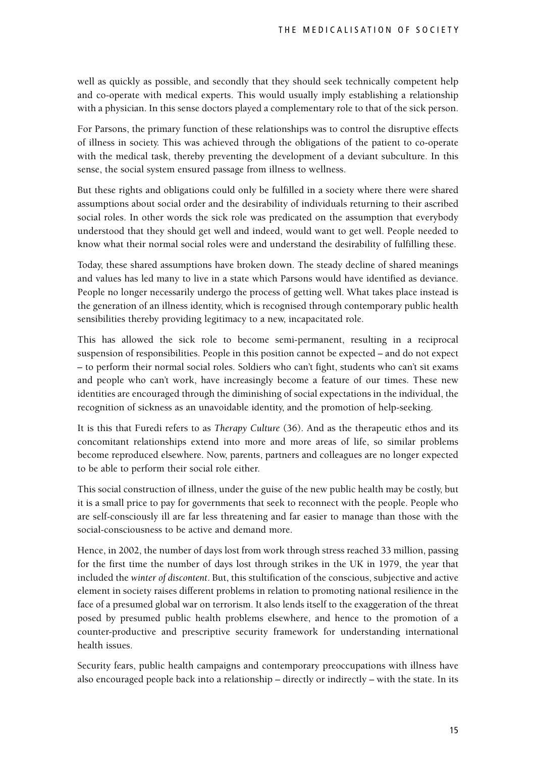well as quickly as possible, and secondly that they should seek technically competent help and co-operate with medical experts. This would usually imply establishing a relationship with a physician. In this sense doctors played a complementary role to that of the sick person.

For Parsons, the primary function of these relationships was to control the disruptive effects of illness in society. This was achieved through the obligations of the patient to co-operate with the medical task, thereby preventing the development of a deviant subculture. In this sense, the social system ensured passage from illness to wellness.

But these rights and obligations could only be fulfilled in a society where there were shared assumptions about social order and the desirability of individuals returning to their ascribed social roles. In other words the sick role was predicated on the assumption that everybody understood that they should get well and indeed, would want to get well. People needed to know what their normal social roles were and understand the desirability of fulfilling these.

Today, these shared assumptions have broken down. The steady decline of shared meanings and values has led many to live in a state which Parsons would have identified as deviance. People no longer necessarily undergo the process of getting well. What takes place instead is the generation of an illness identity, which is recognised through contemporary public health sensibilities thereby providing legitimacy to a new, incapacitated role.

This has allowed the sick role to become semi-permanent, resulting in a reciprocal suspension of responsibilities. People in this position cannot be expected – and do not expect – to perform their normal social roles. Soldiers who can't fight, students who can't sit exams and people who can't work, have increasingly become a feature of our times. These new identities are encouraged through the diminishing of social expectations in the individual, the recognition of sickness as an unavoidable identity, and the promotion of help-seeking.

It is this that Furedi refers to as *Therapy Culture* (36). And as the therapeutic ethos and its concomitant relationships extend into more and more areas of life, so similar problems become reproduced elsewhere. Now, parents, partners and colleagues are no longer expected to be able to perform their social role either.

This social construction of illness, under the guise of the new public health may be costly, but it is a small price to pay for governments that seek to reconnect with the people. People who are self-consciously ill are far less threatening and far easier to manage than those with the social-consciousness to be active and demand more.

Hence, in 2002, the number of days lost from work through stress reached 33 million, passing for the first time the number of days lost through strikes in the UK in 1979, the year that included the *winter of discontent*. But, this stultification of the conscious, subjective and active element in society raises different problems in relation to promoting national resilience in the face of a presumed global war on terrorism. It also lends itself to the exaggeration of the threat posed by presumed public health problems elsewhere, and hence to the promotion of a counter-productive and prescriptive security framework for understanding international health issues.

Security fears, public health campaigns and contemporary preoccupations with illness have also encouraged people back into a relationship – directly or indirectly – with the state. In its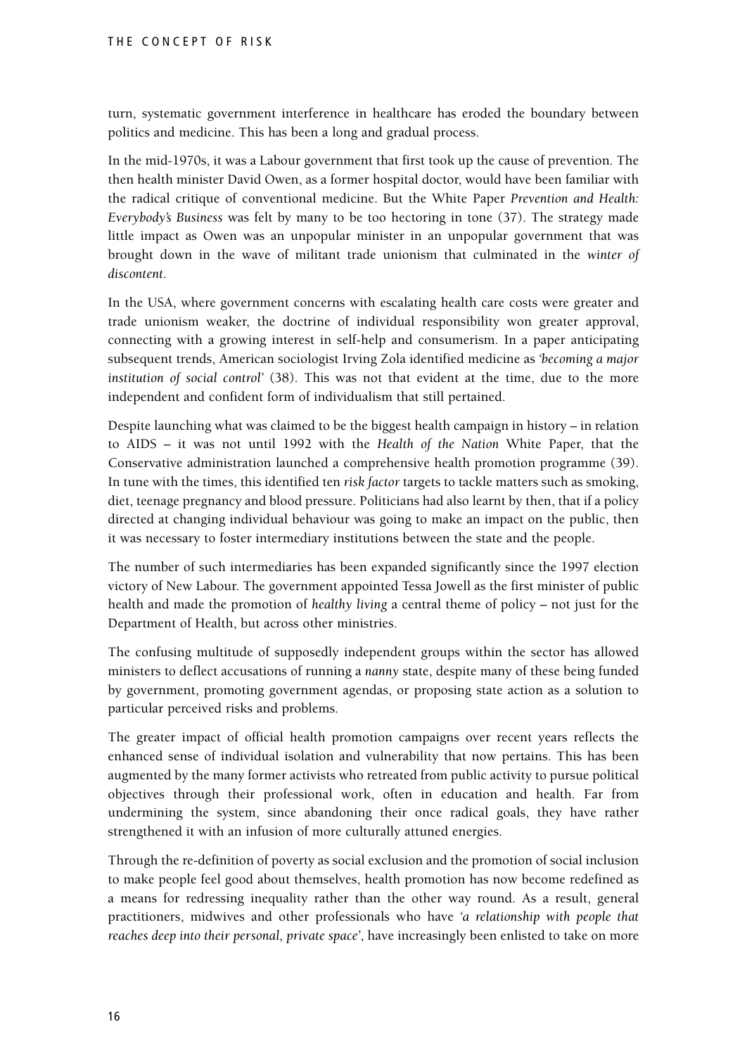turn, systematic government interference in healthcare has eroded the boundary between politics and medicine. This has been a long and gradual process.

In the mid-1970s, it was a Labour government that first took up the cause of prevention. The then health minister David Owen, as a former hospital doctor, would have been familiar with the radical critique of conventional medicine. But the White Paper *Prevention and Health: Everybody's Business* was felt by many to be too hectoring in tone (37). The strategy made little impact as Owen was an unpopular minister in an unpopular government that was brought down in the wave of militant trade unionism that culminated in the *winter of discontent*.

In the USA, where government concerns with escalating health care costs were greater and trade unionism weaker, the doctrine of individual responsibility won greater approval, connecting with a growing interest in self-help and consumerism. In a paper anticipating subsequent trends, American sociologist Irving Zola identified medicine as *'becoming a major institution of social control'* (38). This was not that evident at the time, due to the more independent and confident form of individualism that still pertained.

Despite launching what was claimed to be the biggest health campaign in history – in relation to AIDS – it was not until 1992 with the *Health of the Nation* White Paper, that the Conservative administration launched a comprehensive health promotion programme (39). In tune with the times, this identified ten *risk factor* targets to tackle matters such as smoking, diet, teenage pregnancy and blood pressure. Politicians had also learnt by then, that if a policy directed at changing individual behaviour was going to make an impact on the public, then it was necessary to foster intermediary institutions between the state and the people.

The number of such intermediaries has been expanded significantly since the 1997 election victory of New Labour. The government appointed Tessa Jowell as the first minister of public health and made the promotion of *healthy living* a central theme of policy – not just for the Department of Health, but across other ministries.

The confusing multitude of supposedly independent groups within the sector has allowed ministers to deflect accusations of running a *nanny* state, despite many of these being funded by government, promoting government agendas, or proposing state action as a solution to particular perceived risks and problems.

The greater impact of official health promotion campaigns over recent years reflects the enhanced sense of individual isolation and vulnerability that now pertains. This has been augmented by the many former activists who retreated from public activity to pursue political objectives through their professional work, often in education and health. Far from undermining the system, since abandoning their once radical goals, they have rather strengthened it with an infusion of more culturally attuned energies.

Through the re-definition of poverty as social exclusion and the promotion of social inclusion to make people feel good about themselves, health promotion has now become redefined as a means for redressing inequality rather than the other way round. As a result, general practitioners, midwives and other professionals who have *'a relationship with people that reaches deep into their personal, private space'*, have increasingly been enlisted to take on more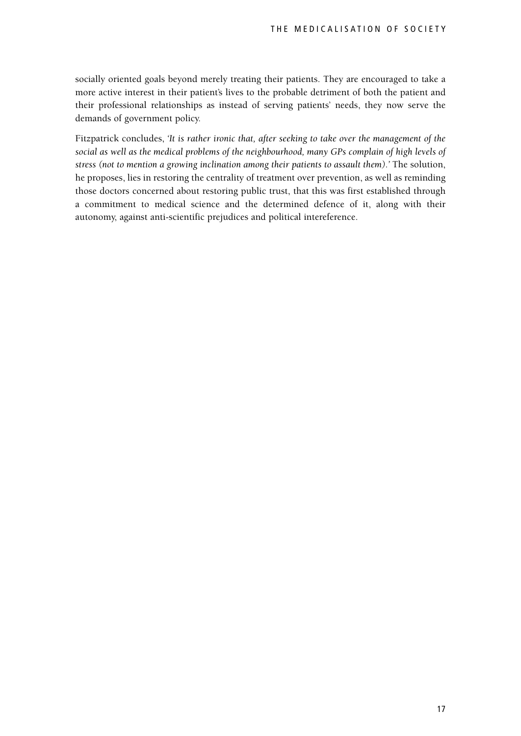socially oriented goals beyond merely treating their patients. They are encouraged to take a more active interest in their patient's lives to the probable detriment of both the patient and their professional relationships as instead of serving patients' needs, they now serve the demands of government policy.

Fitzpatrick concludes, *'It is rather ironic that, after seeking to take over the management of the social as well as the medical problems of the neighbourhood, many GPs complain of high levels of stress (not to mention a growing inclination among their patients to assault them).'* The solution, he proposes, lies in restoring the centrality of treatment over prevention, as well as reminding those doctors concerned about restoring public trust, that this was first established through a commitment to medical science and the determined defence of it, along with their autonomy, against anti-scientific prejudices and political intereference.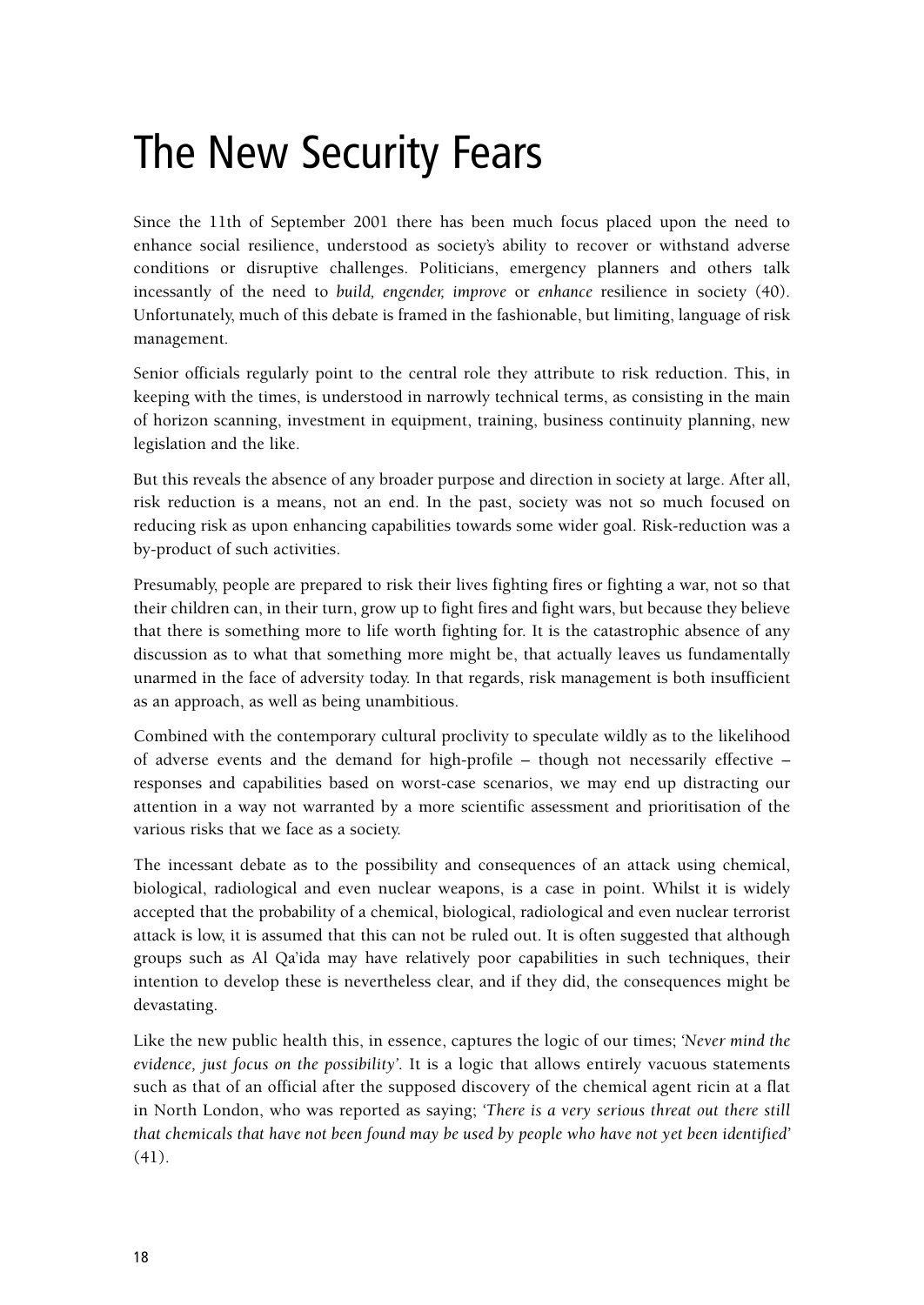# The New Security Fears

Since the 11th of September 2001 there has been much focus placed upon the need to enhance social resilience, understood as society's ability to recover or withstand adverse conditions or disruptive challenges. Politicians, emergency planners and others talk incessantly of the need to *build, engender, improve* or *enhance* resilience in society (40). Unfortunately, much of this debate is framed in the fashionable, but limiting, language of risk management.

Senior officials regularly point to the central role they attribute to risk reduction. This, in keeping with the times, is understood in narrowly technical terms, as consisting in the main of horizon scanning, investment in equipment, training, business continuity planning, new legislation and the like.

But this reveals the absence of any broader purpose and direction in society at large. After all, risk reduction is a means, not an end. In the past, society was not so much focused on reducing risk as upon enhancing capabilities towards some wider goal. Risk-reduction was a by-product of such activities.

Presumably, people are prepared to risk their lives fighting fires or fighting a war, not so that their children can, in their turn, grow up to fight fires and fight wars, but because they believe that there is something more to life worth fighting for. It is the catastrophic absence of any discussion as to what that something more might be, that actually leaves us fundamentally unarmed in the face of adversity today. In that regards, risk management is both insufficient as an approach, as well as being unambitious.

Combined with the contemporary cultural proclivity to speculate wildly as to the likelihood of adverse events and the demand for high-profile – though not necessarily effective – responses and capabilities based on worst-case scenarios, we may end up distracting our attention in a way not warranted by a more scientific assessment and prioritisation of the various risks that we face as a society.

The incessant debate as to the possibility and consequences of an attack using chemical, biological, radiological and even nuclear weapons, is a case in point. Whilst it is widely accepted that the probability of a chemical, biological, radiological and even nuclear terrorist attack is low, it is assumed that this can not be ruled out. It is often suggested that although groups such as Al Qa'ida may have relatively poor capabilities in such techniques, their intention to develop these is nevertheless clear, and if they did, the consequences might be devastating.

Like the new public health this, in essence, captures the logic of our times; *'Never mind the evidence, just focus on the possibility'*. It is a logic that allows entirely vacuous statements such as that of an official after the supposed discovery of the chemical agent ricin at a flat in North London, who was reported as saying; *'There is a very serious threat out there still that chemicals that have not been found may be used by people who have not yet been identified'* (41).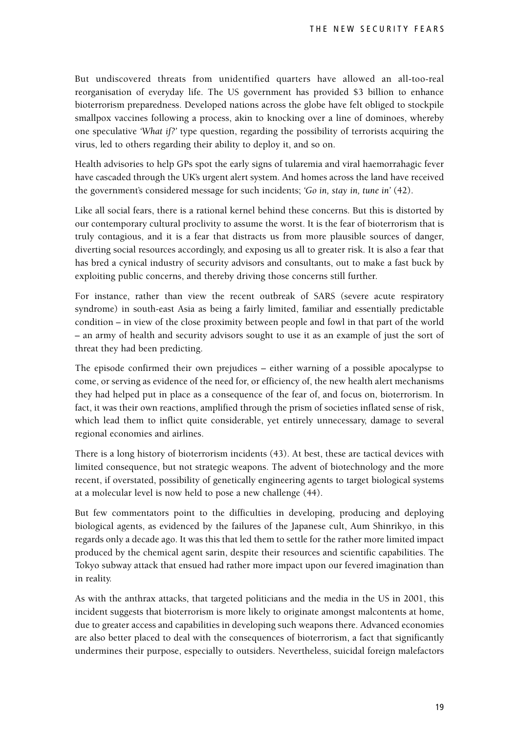But undiscovered threats from unidentified quarters have allowed an all-too-real reorganisation of everyday life. The US government has provided $3 billion to enhance bioterrorism preparedness. Developed nations across the globe have felt obliged to stockpile smallpox vaccines following a process, akin to knocking over a line of dominoes, whereby one speculative *'What if?'* type question, regarding the possibility of terrorists acquiring the virus, led to others regarding their ability to deploy it, and so on.

Health advisories to help GPs spot the early signs of tularemia and viral haemorrahagic fever have cascaded through the UK's urgent alert system. And homes across the land have received the government's considered message for such incidents; *'Go in, stay in, tune in'* (42).

Like all social fears, there is a rational kernel behind these concerns. But this is distorted by our contemporary cultural proclivity to assume the worst. It is the fear of bioterrorism that is truly contagious, and it is a fear that distracts us from more plausible sources of danger, diverting social resources accordingly, and exposing us all to greater risk. It is also a fear that has bred a cynical industry of security advisors and consultants, out to make a fast buck by exploiting public concerns, and thereby driving those concerns still further.

For instance, rather than view the recent outbreak of SARS (severe acute respiratory syndrome) in south-east Asia as being a fairly limited, familiar and essentially predictable condition – in view of the close proximity between people and fowl in that part of the world – an army of health and security advisors sought to use it as an example of just the sort of threat they had been predicting.

The episode confirmed their own prejudices – either warning of a possible apocalypse to come, or serving as evidence of the need for, or efficiency of, the new health alert mechanisms they had helped put in place as a consequence of the fear of, and focus on, bioterrorism. In fact, it was their own reactions, amplified through the prism of societies inflated sense of risk, which lead them to inflict quite considerable, yet entirely unnecessary, damage to several regional economies and airlines.

There is a long history of bioterrorism incidents (43). At best, these are tactical devices with limited consequence, but not strategic weapons. The advent of biotechnology and the more recent, if overstated, possibility of genetically engineering agents to target biological systems at a molecular level is now held to pose a new challenge (44).

But few commentators point to the difficulties in developing, producing and deploying biological agents, as evidenced by the failures of the Japanese cult, Aum Shinrikyo, in this regards only a decade ago. It was this that led them to settle for the rather more limited impact produced by the chemical agent sarin, despite their resources and scientific capabilities. The Tokyo subway attack that ensued had rather more impact upon our fevered imagination than in reality.

As with the anthrax attacks, that targeted politicians and the media in the US in 2001, this incident suggests that bioterrorism is more likely to originate amongst malcontents at home, due to greater access and capabilities in developing such weapons there. Advanced economies are also better placed to deal with the consequences of bioterrorism, a fact that significantly undermines their purpose, especially to outsiders. Nevertheless, suicidal foreign malefactors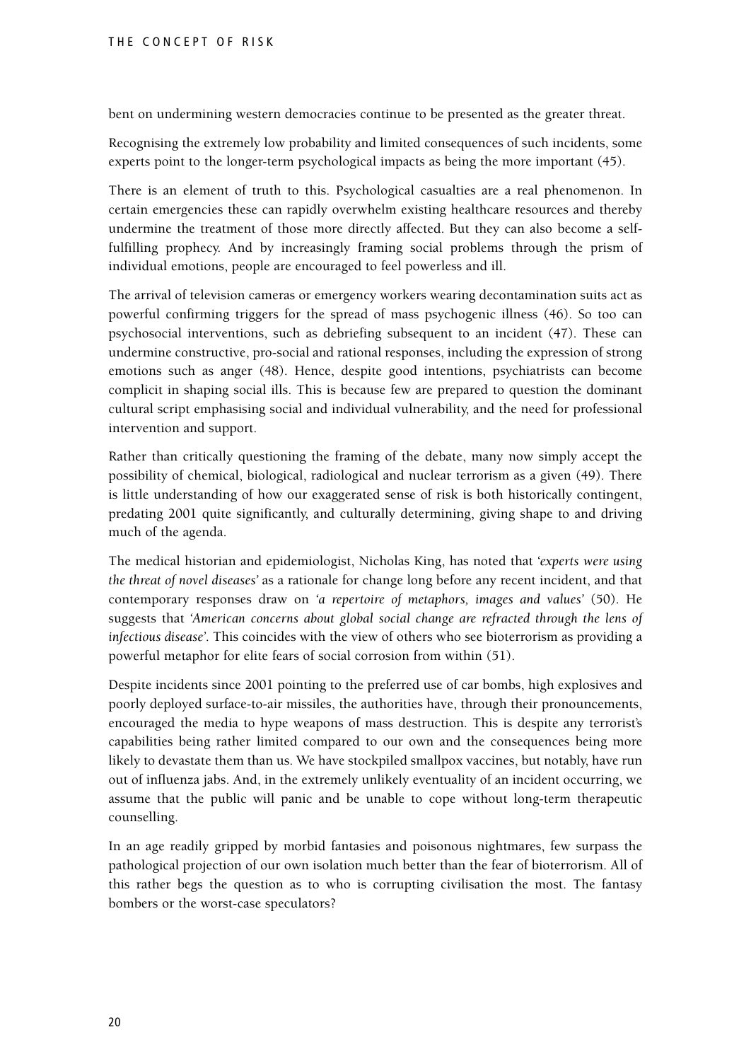bent on undermining western democracies continue to be presented as the greater threat.

Recognising the extremely low probability and limited consequences of such incidents, some experts point to the longer-term psychological impacts as being the more important (45).

There is an element of truth to this. Psychological casualties are a real phenomenon. In certain emergencies these can rapidly overwhelm existing healthcare resources and thereby undermine the treatment of those more directly affected. But they can also become a self-fulfilling prophecy. And by increasingly framing social problems through the prism of individual emotions, people are encouraged to feel powerless and ill.

The arrival of television cameras or emergency workers wearing decontamination suits act as powerful confirming triggers for the spread of mass psychogenic illness (46). So too can psychosocial interventions, such as debriefing subsequent to an incident (47). These can undermine constructive, pro-social and rational responses, including the expression of strong emotions such as anger (48). Hence, despite good intentions, psychiatrists can become complicit in shaping social ills. This is because few are prepared to question the dominant cultural script emphasising social and individual vulnerability, and the need for professional intervention and support.

Rather than critically questioning the framing of the debate, many now simply accept the possibility of chemical, biological, radiological and nuclear terrorism as a given (49). There is little understanding of how our exaggerated sense of risk is both historically contingent, predating 2001 quite significantly, and culturally determining, giving shape to and driving much of the agenda.

The medical historian and epidemiologist, Nicholas King, has noted that *'experts were using the threat of novel diseases'* as a rationale for change long before any recent incident, and that contemporary responses draw on *'a repertoire of metaphors, images and values'* (50). He suggests that *'American concerns about global social change are refracted through the lens of infectious disease'*. This coincides with the view of others who see bioterrorism as providing a powerful metaphor for elite fears of social corrosion from within (51).

Despite incidents since 2001 pointing to the preferred use of car bombs, high explosives and poorly deployed surface-to-air missiles, the authorities have, through their pronouncements, encouraged the media to hype weapons of mass destruction. This is despite any terrorist's capabilities being rather limited compared to our own and the consequences being more likely to devastate them than us. We have stockpiled smallpox vaccines, but notably, have run out of influenza jabs. And, in the extremely unlikely eventuality of an incident occurring, we assume that the public will panic and be unable to cope without long-term therapeutic counselling.

In an age readily gripped by morbid fantasies and poisonous nightmares, few surpass the pathological projection of our own isolation much better than the fear of bioterrorism. All of this rather begs the question as to who is corrupting civilisation the most. The fantasy bombers or the worst-case speculators?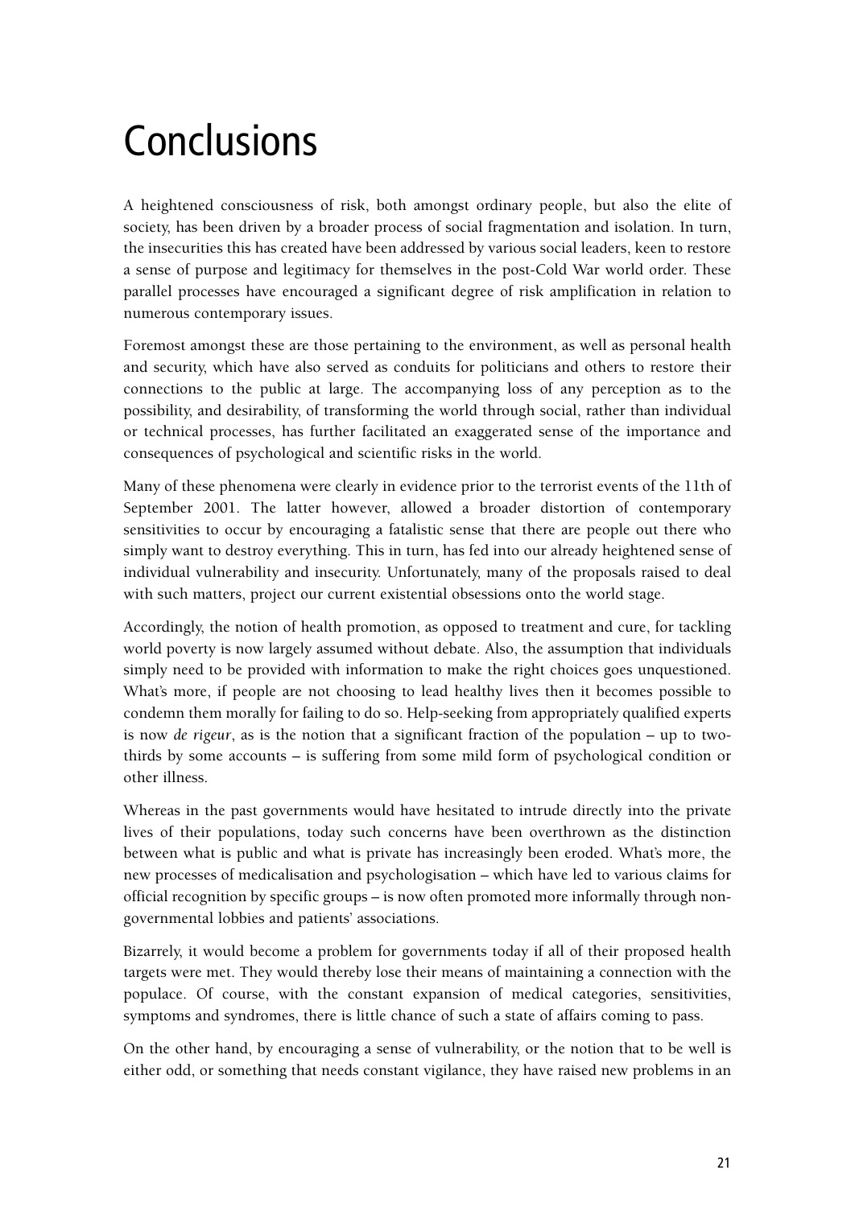# Conclusions

A heightened consciousness of risk, both amongst ordinary people, but also the elite of society, has been driven by a broader process of social fragmentation and isolation. In turn, the insecurities this has created have been addressed by various social leaders, keen to restore a sense of purpose and legitimacy for themselves in the post-Cold War world order. These parallel processes have encouraged a significant degree of risk amplification in relation to numerous contemporary issues.

Foremost amongst these are those pertaining to the environment, as well as personal health and security, which have also served as conduits for politicians and others to restore their connections to the public at large. The accompanying loss of any perception as to the possibility, and desirability, of transforming the world through social, rather than individual or technical processes, has further facilitated an exaggerated sense of the importance and consequences of psychological and scientific risks in the world.

Many of these phenomena were clearly in evidence prior to the terrorist events of the 11th of September 2001. The latter however, allowed a broader distortion of contemporary sensitivities to occur by encouraging a fatalistic sense that there are people out there who simply want to destroy everything. This in turn, has fed into our already heightened sense of individual vulnerability and insecurity. Unfortunately, many of the proposals raised to deal with such matters, project our current existential obsessions onto the world stage.

Accordingly, the notion of health promotion, as opposed to treatment and cure, for tackling world poverty is now largely assumed without debate. Also, the assumption that individuals simply need to be provided with information to make the right choices goes unquestioned. What's more, if people are not choosing to lead healthy lives then it becomes possible to condemn them morally for failing to do so. Help-seeking from appropriately qualified experts is now *de rigeur*, as is the notion that a significant fraction of the population – up to two-thirds by some accounts – is suffering from some mild form of psychological condition or other illness.

Whereas in the past governments would have hesitated to intrude directly into the private lives of their populations, today such concerns have been overthrown as the distinction between what is public and what is private has increasingly been eroded. What's more, the new processes of medicalisation and psychologisation – which have led to various claims for official recognition by specific groups – is now often promoted more informally through non-governmental lobbies and patients' associations.

Bizarrely, it would become a problem for governments today if all of their proposed health targets were met. They would thereby lose their means of maintaining a connection with the populace. Of course, with the constant expansion of medical categories, sensitivities, symptoms and syndromes, there is little chance of such a state of affairs coming to pass.

On the other hand, by encouraging a sense of vulnerability, or the notion that to be well is either odd, or something that needs constant vigilance, they have raised new problems in an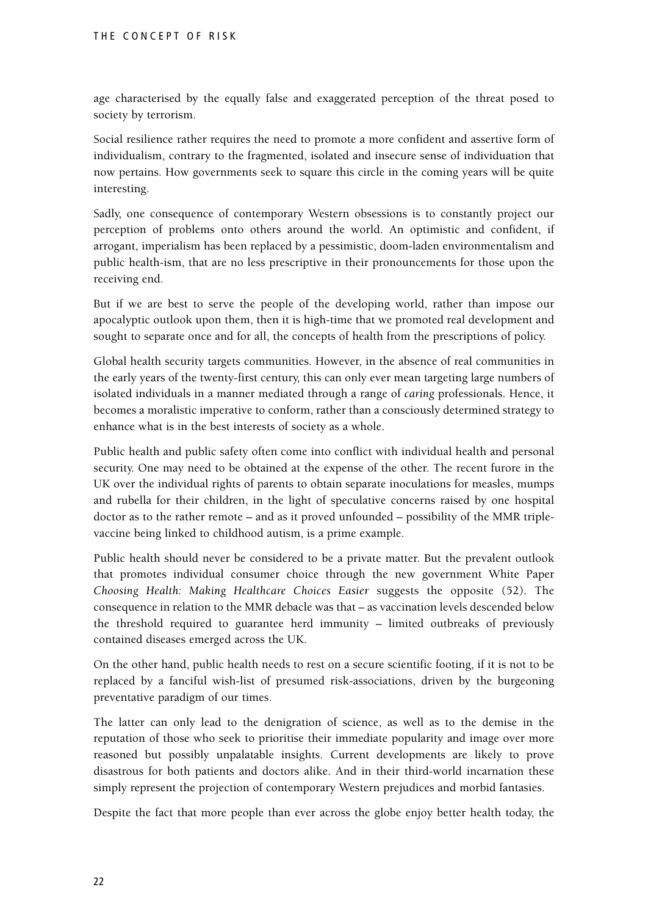age characterised by the equally false and exaggerated perception of the threat posed to society by terrorism.

Social resilience rather requires the need to promote a more confident and assertive form of individualism, contrary to the fragmented, isolated and insecure sense of individuation that now pertains. How governments seek to square this circle in the coming years will be quite interesting.

Sadly, one consequence of contemporary Western obsessions is to constantly project our perception of problems onto others around the world. An optimistic and confident, if arrogant, imperialism has been replaced by a pessimistic, doom-laden environmentalism and public health-ism, that are no less prescriptive in their pronouncements for those upon the receiving end.

But if we are best to serve the people of the developing world, rather than impose our apocalyptic outlook upon them, then it is high-time that we promoted real development and sought to separate once and for all, the concepts of health from the prescriptions of policy.

Global health security targets communities. However, in the absence of real communities in the early years of the twenty-first century, this can only ever mean targeting large numbers of isolated individuals in a manner mediated through a range of *caring* professionals. Hence, it becomes a moralistic imperative to conform, rather than a consciously determined strategy to enhance what is in the best interests of society as a whole.

Public health and public safety often come into conflict with individual health and personal security. One may need to be obtained at the expense of the other. The recent furore in the UK over the individual rights of parents to obtain separate inoculations for measles, mumps and rubella for their children, in the light of speculative concerns raised by one hospital doctor as to the rather remote – and as it proved unfounded – possibility of the MMR triple-vaccine being linked to childhood autism, is a prime example.

Public health should never be considered to be a private matter. But the prevalent outlook that promotes individual consumer choice through the new government White Paper *Choosing Health: Making Healthcare Choices Easier* suggests the opposite (52). The consequence in relation to the MMR debacle was that – as vaccination levels descended below the threshold required to guarantee herd immunity – limited outbreaks of previously contained diseases emerged across the UK.

On the other hand, public health needs to rest on a secure scientific footing, if it is not to be replaced by a fanciful wish-list of presumed risk-associations, driven by the burgeoning preventative paradigm of our times.

The latter can only lead to the denigration of science, as well as to the demise in the reputation of those who seek to prioritise their immediate popularity and image over more reasoned but possibly unpalatable insights. Current developments are likely to prove disastrous for both patients and doctors alike. And in their third-world incarnation these simply represent the projection of contemporary Western prejudices and morbid fantasies.

Despite the fact that more people than ever across the globe enjoy better health today, the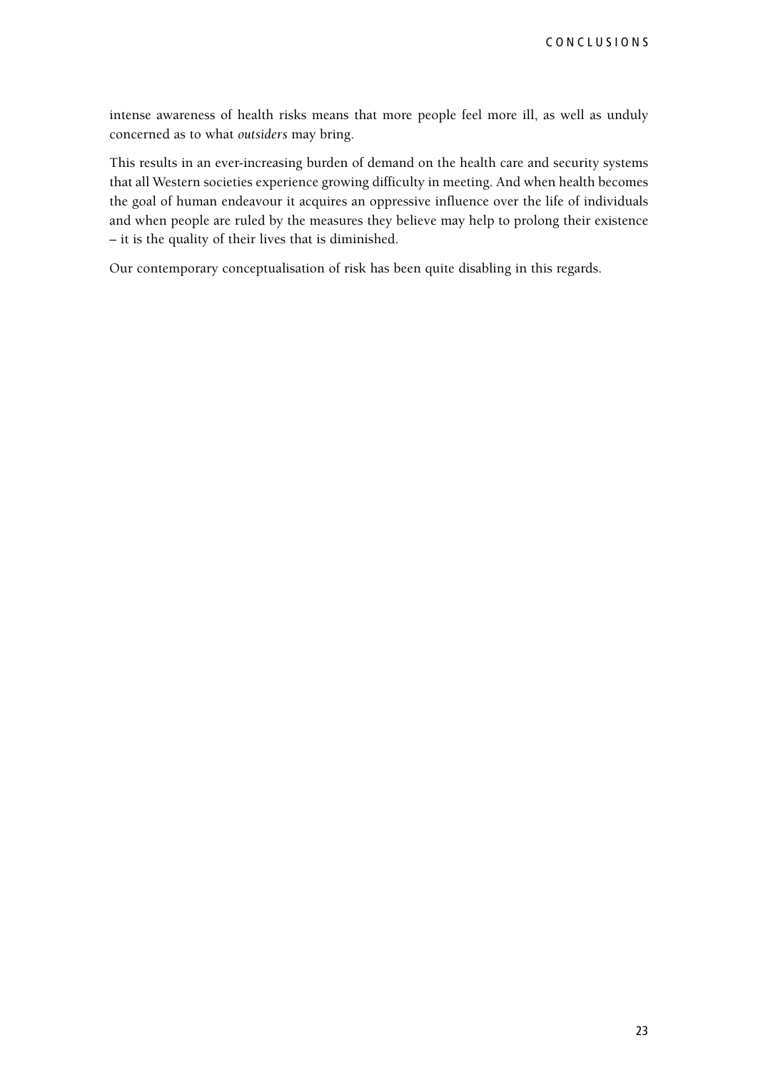intense awareness of health risks means that more people feel more ill, as well as unduly concerned as to what *outsiders* may bring.

This results in an ever-increasing burden of demand on the health care and security systems that all Western societies experience growing difficulty in meeting. And when health becomes the goal of human endeavour it acquires an oppressive influence over the life of individuals and when people are ruled by the measures they believe may help to prolong their existence – it is the quality of their lives that is diminished.

Our contemporary conceptualisation of risk has been quite disabling in this regards.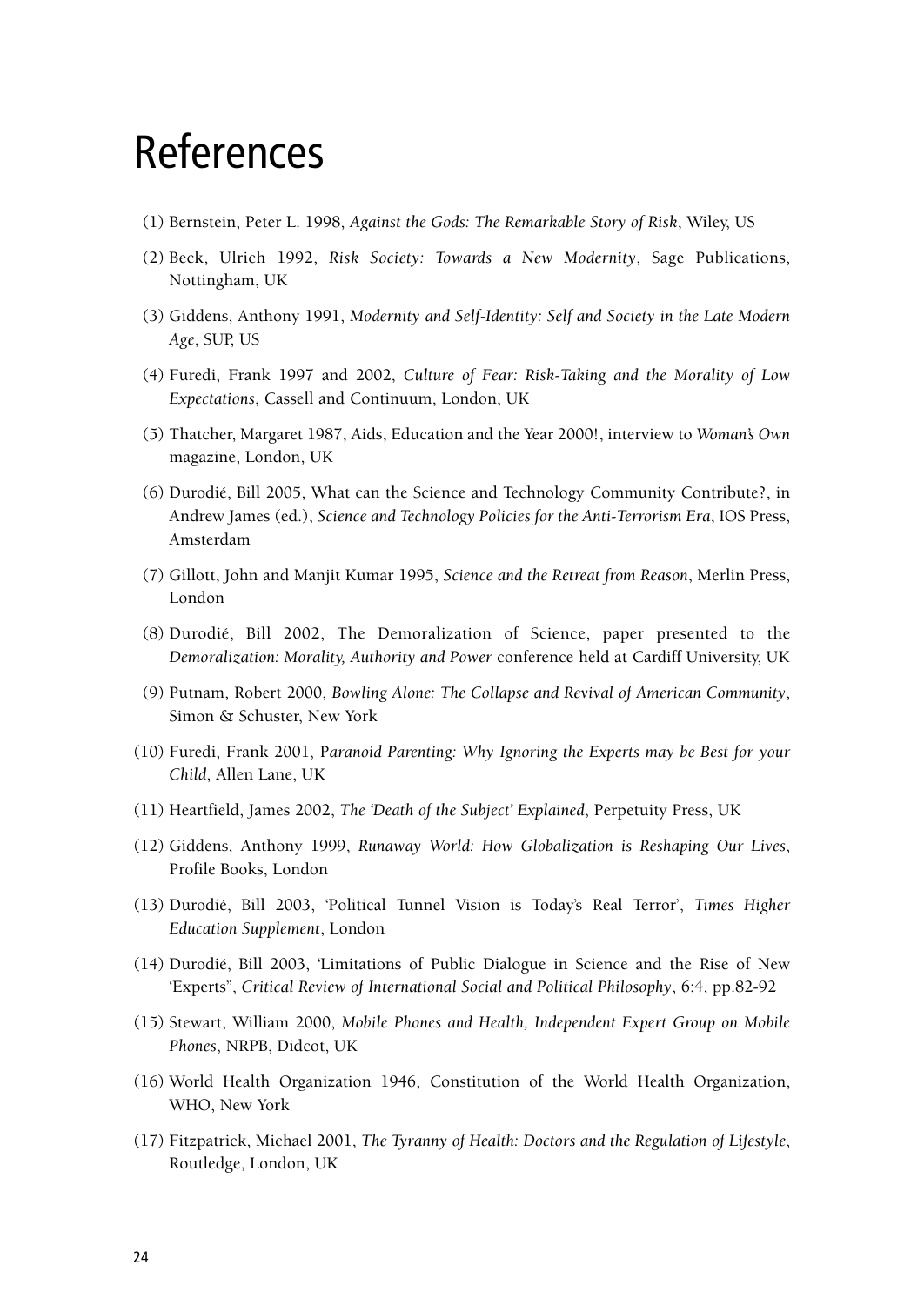# References

(1) Bernstein, Peter L. 1998, *Against the Gods: The Remarkable Story of Risk*, Wiley, US

(2) Beck, Ulrich 1992, *Risk Society: Towards a New Modernity*, Sage Publications, Nottingham, UK

(3) Giddens, Anthony 1991, *Modernity and Self-Identity: Self and Society in the Late Modern Age*, SUP, US

(4) Furedi, Frank 1997 and 2002, *Culture of Fear: Risk-Taking and the Morality of Low Expectations*, Cassell and Continuum, London, UK

(5) Thatcher, Margaret 1987, Aids, Education and the Year 2000!, interview to *Woman's Own* magazine, London, UK

(6) Durodié, Bill 2005, What can the Science and Technology Community Contribute?, in Andrew James (ed.), *Science and Technology Policies for the Anti-Terrorism Era*, IOS Press, Amsterdam

(7) Gillott, John and Manjit Kumar 1995, *Science and the Retreat from Reason*, Merlin Press, London

(8) Durodié, Bill 2002, The Demoralization of Science, paper presented to the *Demoralization: Morality, Authority and Power* conference held at Cardiff University, UK

(9) Putnam, Robert 2000, *Bowling Alone: The Collapse and Revival of American Community*, Simon & Schuster, New York

(10) Furedi, Frank 2001, P*aranoid Parenting: Why Ignoring the Experts may be Best for your Child*, Allen Lane, UK

(11) Heartfield, James 2002, *The 'Death of the Subject' Explained*, Perpetuity Press, UK

(12) Giddens, Anthony 1999, *Runaway World: How Globalization is Reshaping Our Lives*, Profile Books, London

(13) Durodié, Bill 2003, 'Political Tunnel Vision is Today's Real Terror', *Times Higher Education Supplement*, London

(14) Durodié, Bill 2003, 'Limitations of Public Dialogue in Science and the Rise of New 'Experts'', *Critical Review of International Social and Political Philosophy*, 6:4, pp.82-92

(15) Stewart, William 2000, *Mobile Phones and Health, Independent Expert Group on Mobile Phones*, NRPB, Didcot, UK

(16) World Health Organization 1946, Constitution of the World Health Organization, WHO, New York

(17) Fitzpatrick, Michael 2001, *The Tyranny of Health: Doctors and the Regulation of Lifestyle*, Routledge, London, UK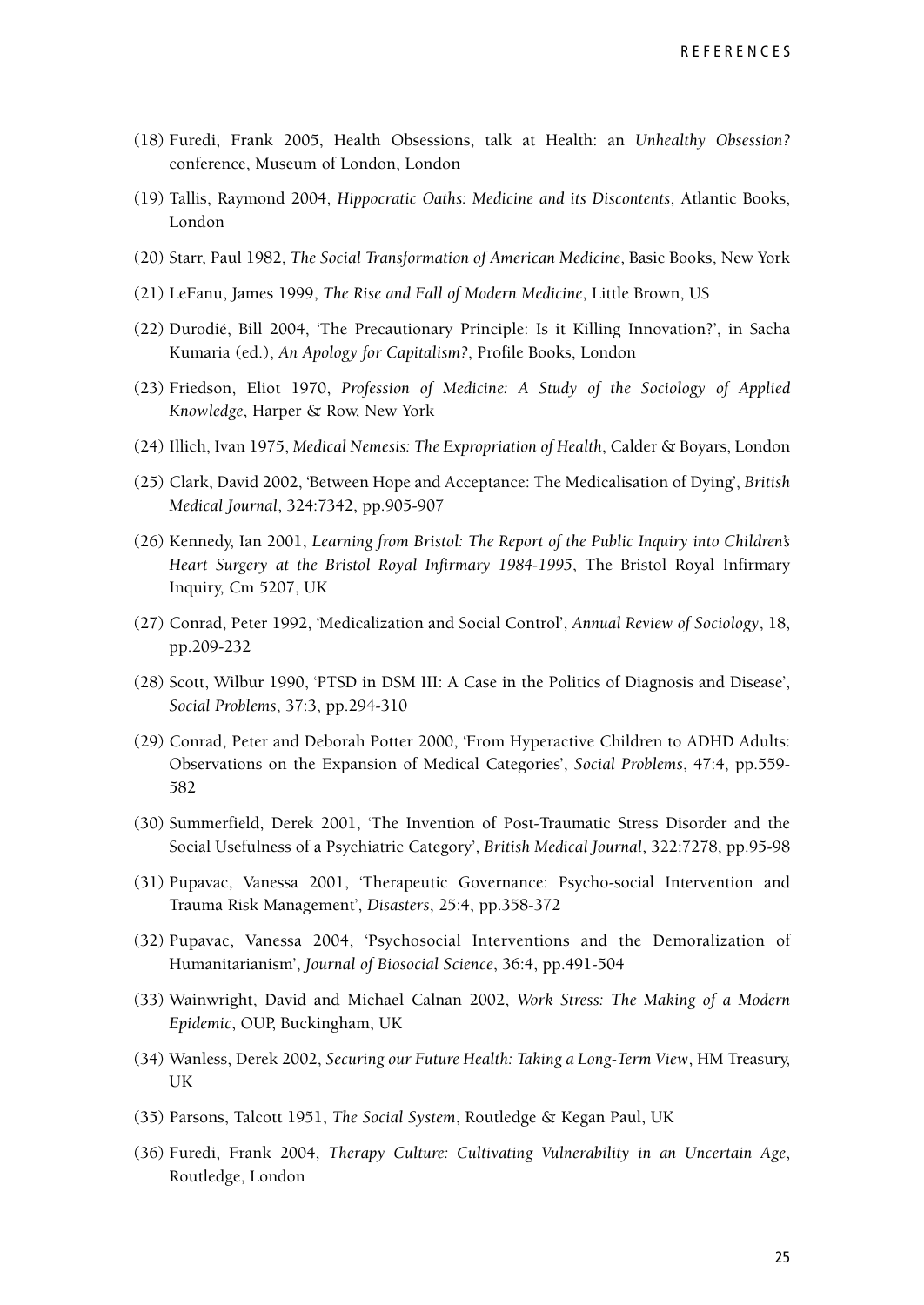(18) Furedi, Frank 2005, Health Obsessions, talk at Health: an *Unhealthy Obsession?* conference, Museum of London, London

(19) Tallis, Raymond 2004, *Hippocratic Oaths: Medicine and its Discontents*, Atlantic Books, London

(20) Starr, Paul 1982, *The Social Transformation of American Medicine*, Basic Books, New York

(21) LeFanu, James 1999, *The Rise and Fall of Modern Medicine*, Little Brown, US

(22) Durodié, Bill 2004, 'The Precautionary Principle: Is it Killing Innovation?', in Sacha Kumaria (ed.), *An Apology for Capitalism?*, Profile Books, London

(23) Friedson, Eliot 1970, *Profession of Medicine: A Study of the Sociology of Applied Knowledge*, Harper & Row, New York

(24) Illich, Ivan 1975, *Medical Nemesis: The Expropriation of Health*, Calder & Boyars, London

(25) Clark, David 2002, 'Between Hope and Acceptance: The Medicalisation of Dying', *British Medical Journal*, 324:7342, pp.905-907

(26) Kennedy, Ian 2001, *Learning from Bristol: The Report of the Public Inquiry into Children's Heart Surgery at the Bristol Royal Infirmary 1984-1995*, The Bristol Royal Infirmary Inquiry, Cm 5207, UK

(27) Conrad, Peter 1992, 'Medicalization and Social Control', *Annual Review of Sociology*, 18, pp.209-232

(28) Scott, Wilbur 1990, 'PTSD in DSM III: A Case in the Politics of Diagnosis and Disease', *Social Problems*, 37:3, pp.294-310

(29) Conrad, Peter and Deborah Potter 2000, 'From Hyperactive Children to ADHD Adults: Observations on the Expansion of Medical Categories', *Social Problems*, 47:4, pp.559-582

(30) Summerfield, Derek 2001, 'The Invention of Post-Traumatic Stress Disorder and the Social Usefulness of a Psychiatric Category', *British Medical Journal*, 322:7278, pp.95-98

(31) Pupavac, Vanessa 2001, 'Therapeutic Governance: Psycho-social Intervention and Trauma Risk Management', *Disasters*, 25:4, pp.358-372

(32) Pupavac, Vanessa 2004, 'Psychosocial Interventions and the Demoralization of Humanitarianism', *Journal of Biosocial Science*, 36:4, pp.491-504

(33) Wainwright, David and Michael Calnan 2002, *Work Stress: The Making of a Modern Epidemic*, OUP, Buckingham, UK

(34) Wanless, Derek 2002, *Securing our Future Health: Taking a Long-Term View*, HM Treasury, UK

(35) Parsons, Talcott 1951, *The Social System*, Routledge & Kegan Paul, UK

(36) Furedi, Frank 2004, *Therapy Culture: Cultivating Vulnerability in an Uncertain Age*, Routledge, London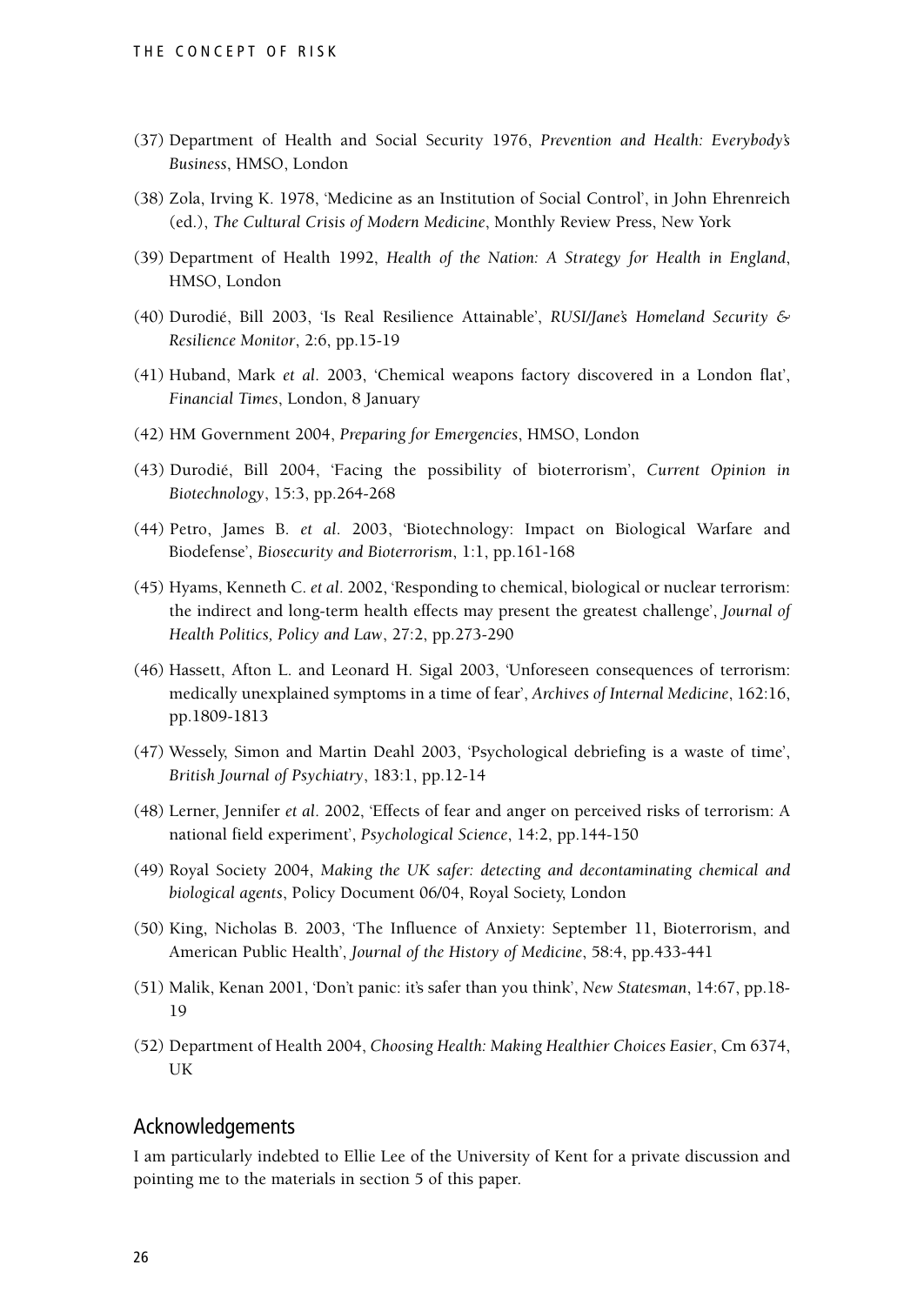(37) Department of Health and Social Security 1976, *Prevention and Health: Everybody's Business*, HMSO, London

(38) Zola, Irving K. 1978, 'Medicine as an Institution of Social Control', in John Ehrenreich (ed.), *The Cultural Crisis of Modern Medicine*, Monthly Review Press, New York

(39) Department of Health 1992, *Health of the Nation: A Strategy for Health in England*, HMSO, London

(40) Durodié, Bill 2003, 'Is Real Resilience Attainable', *RUSI/Jane's Homeland Security & Resilience Monitor*, 2:6, pp.15-19

(41) Huband, Mark *et al*. 2003, 'Chemical weapons factory discovered in a London flat', *Financial Times*, London, 8 January

(42) HM Government 2004, *Preparing for Emergencies*, HMSO, London

(43) Durodié, Bill 2004, 'Facing the possibility of bioterrorism', *Current Opinion in Biotechnology*, 15:3, pp.264-268

(44) Petro, James B. *et al*. 2003, 'Biotechnology: Impact on Biological Warfare and Biodefense', *Biosecurity and Bioterrorism*, 1:1, pp.161-168

(45) Hyams, Kenneth C. *et al*. 2002, 'Responding to chemical, biological or nuclear terrorism: the indirect and long-term health effects may present the greatest challenge', *Journal of Health Politics, Policy and Law*, 27:2, pp.273-290

(46) Hassett, Afton L. and Leonard H. Sigal 2003, 'Unforeseen consequences of terrorism: medically unexplained symptoms in a time of fear', *Archives of Internal Medicine*, 162:16, pp.1809-1813

(47) Wessely, Simon and Martin Deahl 2003, 'Psychological debriefing is a waste of time', *British Journal of Psychiatry*, 183:1, pp.12-14

(48) Lerner, Jennifer *et al*. 2002, 'Effects of fear and anger on perceived risks of terrorism: A national field experiment', *Psychological Science*, 14:2, pp.144-150

(49) Royal Society 2004, *Making the UK safer: detecting and decontaminating chemical and biological agents*, Policy Document 06/04, Royal Society, London

(50) King, Nicholas B. 2003, 'The Influence of Anxiety: September 11, Bioterrorism, and American Public Health', *Journal of the History of Medicine*, 58:4, pp.433-441

(51) Malik, Kenan 2001, 'Don't panic: it's safer than you think', *New Statesman*, 14:67, pp.18-19

(52) Department of Health 2004, *Choosing Health: Making Healthier Choices Easier*, Cm 6374, UK

## Acknowledgements

I am particularly indebted to Ellie Lee of the University of Kent for a private discussion and pointing me to the materials in section 5 of this paper.